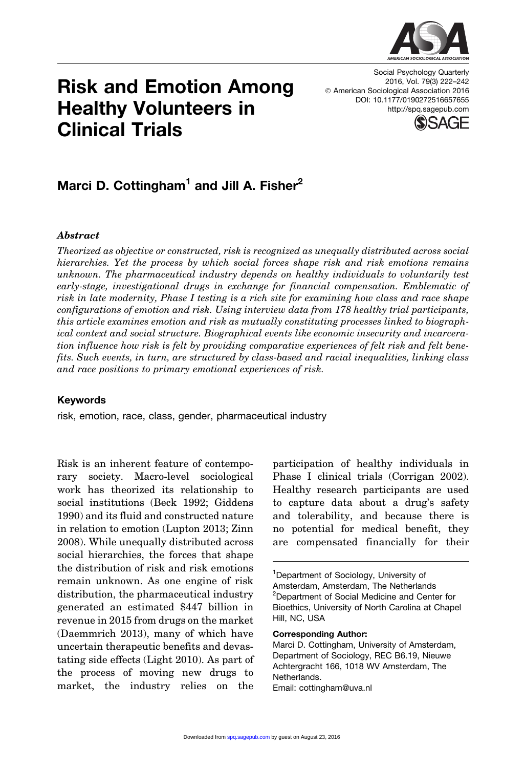# Risk and Emotion Among Healthy Volunteers in Clinical Trials

Social Psychology Quarterly
2016, Vol. 79(3) 222–242
© American Sociological Association 2016
DOI: 10.1177/0190272516657655
http://spq.sagepub.com

## Marci D. Cottingham[1] and Jill A. Fisher[2]

### *Abstract*

*Theorized as objective or constructed, risk is recognized as unequally distributed across social hierarchies. Yet the process by which social forces shape risk and risk emotions remains unknown. The pharmaceutical industry depends on healthy individuals to voluntarily test early-stage, investigational drugs in exchange for financial compensation. Emblematic of risk in late modernity, Phase I testing is a rich site for examining how class and race shape configurations of emotion and risk. Using interview data from 178 healthy trial participants, this article examines emotion and risk as mutually constituting processes linked to biographical context and social structure. Biographical events like economic insecurity and incarceration influence how risk is felt by providing comparative experiences of felt risk and felt benefits. Such events, in turn, are structured by class-based and racial inequalities, linking class and race positions to primary emotional experiences of risk.*

### Keywords

risk, emotion, race, class, gender, pharmaceutical industry

Risk is an inherent feature of contemporary society. Macro-level sociological work has theorized its relationship to social institutions (Beck 1992; Giddens 1990) and its fluid and constructed nature in relation to emotion (Lupton 2013; Zinn 2008). While unequally distributed across social hierarchies, the forces that shape the distribution of risk and risk emotions remain unknown. As one engine of risk distribution, the pharmaceutical industry generated an estimated $447 billion in revenue in 2015 from drugs on the market (Daemmrich 2013), many of which have uncertain therapeutic benefits and devastating side effects (Light 2010). As part of the process of moving new drugs to market, the industry relies on the participation of healthy individuals in Phase I clinical trials (Corrigan 2002). Healthy research participants are used to capture data about a drug's safety and tolerability, and because there is no potential for medical benefit, they are compensated financially for their

[1]Department of Sociology, University of Amsterdam, Amsterdam, The Netherlands
[2]Department of Social Medicine and Center for Bioethics, University of North Carolina at Chapel Hill, NC, USA

**Corresponding Author:**
Marci D. Cottingham, University of Amsterdam, Department of Sociology, REC B6.19, Nieuwe Achtergracht 166, 1018 WV Amsterdam, The Netherlands.
Email: cottingham@uva.nl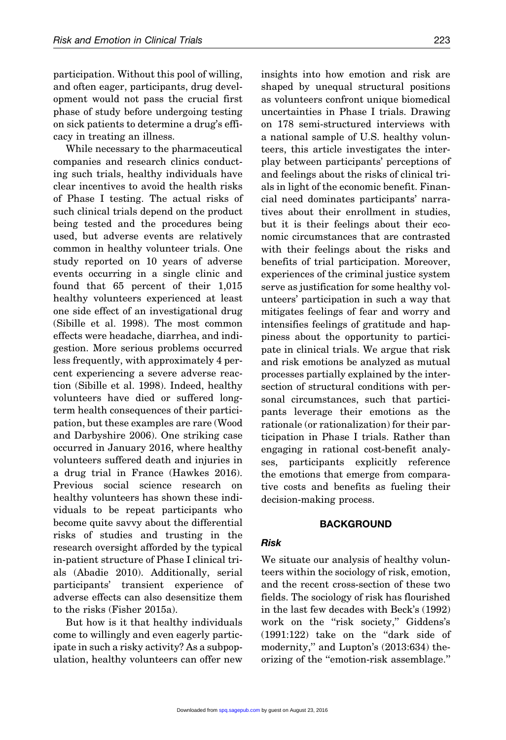participation. Without this pool of willing, and often eager, participants, drug development would not pass the crucial first phase of study before undergoing testing on sick patients to determine a drug's efficacy in treating an illness.

While necessary to the pharmaceutical companies and research clinics conducting such trials, healthy individuals have clear incentives to avoid the health risks of Phase I testing. The actual risks of such clinical trials depend on the product being tested and the procedures being used, but adverse events are relatively common in healthy volunteer trials. One study reported on 10 years of adverse events occurring in a single clinic and found that 65 percent of their 1,015 healthy volunteers experienced at least one side effect of an investigational drug (Sibille et al. 1998). The most common effects were headache, diarrhea, and indigestion. More serious problems occurred less frequently, with approximately 4 percent experiencing a severe adverse reaction (Sibille et al. 1998). Indeed, healthy volunteers have died or suffered long-term health consequences of their participation, but these examples are rare (Wood and Darbyshire 2006). One striking case occurred in January 2016, where healthy volunteers suffered death and injuries in a drug trial in France (Hawkes 2016). Previous social science research on healthy volunteers has shown these individuals to be repeat participants who become quite savvy about the differential risks of studies and trusting in the research oversight afforded by the typical in-patient structure of Phase I clinical trials (Abadie 2010). Additionally, serial participants' transient experience of adverse effects can also desensitize them to the risks (Fisher 2015a).

But how is it that healthy individuals come to willingly and even eagerly participate in such a risky activity? As a subpopulation, healthy volunteers can offer new insights into how emotion and risk are shaped by unequal structural positions as volunteers confront unique biomedical uncertainties in Phase I trials. Drawing on 178 semi-structured interviews with a national sample of U.S. healthy volunteers, this article investigates the interplay between participants' perceptions of and feelings about the risks of clinical trials in light of the economic benefit. Financial need dominates participants' narratives about their enrollment in studies, but it is their feelings about their economic circumstances that are contrasted with their feelings about the risks and benefits of trial participation. Moreover, experiences of the criminal justice system serve as justification for some healthy volunteers' participation in such a way that mitigates feelings of fear and worry and intensifies feelings of gratitude and happiness about the opportunity to participate in clinical trials. We argue that risk and risk emotions be analyzed as mutual processes partially explained by the intersection of structural conditions with personal circumstances, such that participants leverage their emotions as the rationale (or rationalization) for their participation in Phase I trials. Rather than engaging in rational cost-benefit analyses, participants explicitly reference the emotions that emerge from comparative costs and benefits as fueling their decision-making process.

## BACKGROUND

### *Risk*

We situate our analysis of healthy volunteers within the sociology of risk, emotion, and the recent cross-section of these two fields. The sociology of risk has flourished in the last few decades with Beck's (1992) work on the "risk society," Giddens's (1991:122) take on the "dark side of modernity," and Lupton's (2013:634) theorizing of the "emotion-risk assemblage."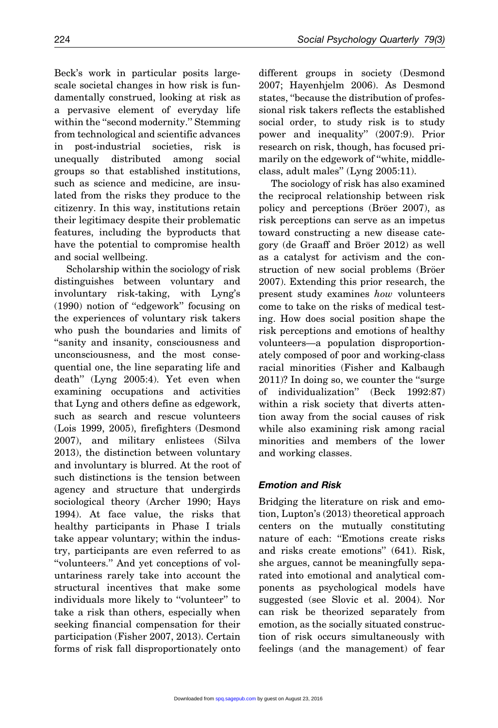Beck's work in particular posits large-scale societal changes in how risk is fundamentally construed, looking at risk as a pervasive element of everyday life within the "second modernity." Stemming from technological and scientific advances in post-industrial societies, risk is unequally distributed among social groups so that established institutions, such as science and medicine, are insulated from the risks they produce to the citizenry. In this way, institutions retain their legitimacy despite their problematic features, including the byproducts that have the potential to compromise health and social wellbeing.

Scholarship within the sociology of risk distinguishes between voluntary and involuntary risk-taking, with Lyng's (1990) notion of "edgework" focusing on the experiences of voluntary risk takers who push the boundaries and limits of "sanity and insanity, consciousness and unconsciousness, and the most consequential one, the line separating life and death" (Lyng 2005:4). Yet even when examining occupations and activities that Lyng and others define as edgework, such as search and rescue volunteers (Lois 1999, 2005), firefighters (Desmond 2007), and military enlistees (Silva 2013), the distinction between voluntary and involuntary is blurred. At the root of such distinctions is the tension between agency and structure that undergirds sociological theory (Archer 1990; Hays 1994). At face value, the risks that healthy participants in Phase I trials take appear voluntary; within the industry, participants are even referred to as "volunteers." And yet conceptions of voluntariness rarely take into account the structural incentives that make some individuals more likely to "volunteer" to take a risk than others, especially when seeking financial compensation for their participation (Fisher 2007, 2013). Certain forms of risk fall disproportionately onto different groups in society (Desmond 2007; Hayenhjelm 2006). As Desmond states, "because the distribution of professional risk takers reflects the established social order, to study risk is to study power and inequality" (2007:9). Prior research on risk, though, has focused primarily on the edgework of "white, middle-class, adult males" (Lyng 2005:11).

The sociology of risk has also examined the reciprocal relationship between risk policy and perceptions (Bröer 2007), as risk perceptions can serve as an impetus toward constructing a new disease category (de Graaff and Bröer 2012) as well as a catalyst for activism and the construction of new social problems (Bröer 2007). Extending this prior research, the present study examines *how* volunteers come to take on the risks of medical testing. How does social position shape the risk perceptions and emotions of healthy volunteers—a population disproportionately composed of poor and working-class racial minorities (Fisher and Kalbaugh 2011)? In doing so, we counter the "surge of individualization" (Beck 1992:87) within a risk society that diverts attention away from the social causes of risk while also examining risk among racial minorities and members of the lower and working classes.

### *Emotion and Risk*

Bridging the literature on risk and emotion, Lupton's (2013) theoretical approach centers on the mutually constituting nature of each: "Emotions create risks and risks create emotions" (641). Risk, she argues, cannot be meaningfully separated into emotional and analytical components as psychological models have suggested (see Slovic et al. 2004). Nor can risk be theorized separately from emotion, as the socially situated construction of risk occurs simultaneously with feelings (and the management) of fear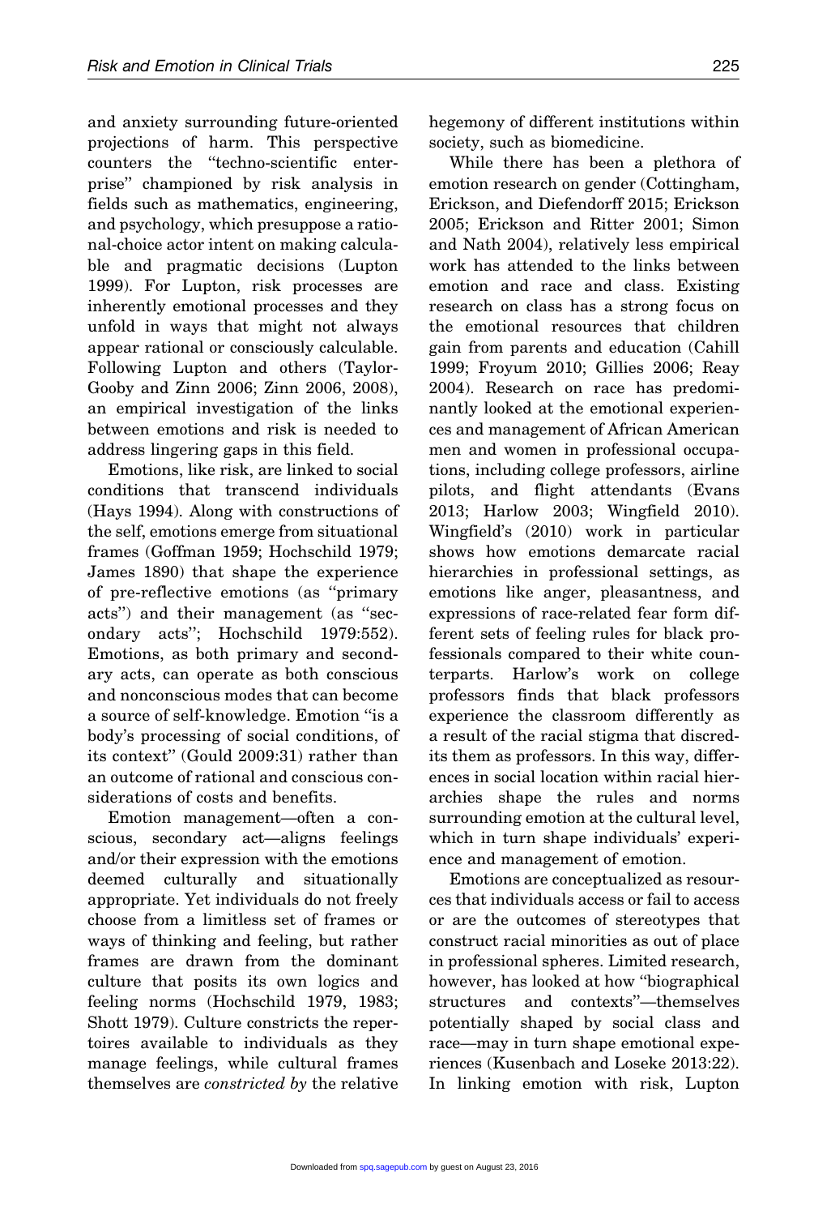and anxiety surrounding future-oriented projections of harm. This perspective counters the "techno-scientific enterprise" championed by risk analysis in fields such as mathematics, engineering, and psychology, which presuppose a rational-choice actor intent on making calculable and pragmatic decisions (Lupton 1999). For Lupton, risk processes are inherently emotional processes and they unfold in ways that might not always appear rational or consciously calculable. Following Lupton and others (Taylor-Gooby and Zinn 2006; Zinn 2006, 2008), an empirical investigation of the links between emotions and risk is needed to address lingering gaps in this field.

Emotions, like risk, are linked to social conditions that transcend individuals (Hays 1994). Along with constructions of the self, emotions emerge from situational frames (Goffman 1959; Hochschild 1979; James 1890) that shape the experience of pre-reflective emotions (as "primary acts") and their management (as "secondary acts"; Hochschild 1979:552). Emotions, as both primary and secondary acts, can operate as both conscious and nonconscious modes that can become a source of self-knowledge. Emotion "is a body's processing of social conditions, of its context" (Gould 2009:31) rather than an outcome of rational and conscious considerations of costs and benefits.

Emotion management—often a conscious, secondary act—aligns feelings and/or their expression with the emotions deemed culturally and situationally appropriate. Yet individuals do not freely choose from a limitless set of frames or ways of thinking and feeling, but rather frames are drawn from the dominant culture that posits its own logics and feeling norms (Hochschild 1979, 1983; Shott 1979). Culture constricts the repertoires available to individuals as they manage feelings, while cultural frames themselves are *constricted by* the relative hegemony of different institutions within society, such as biomedicine.

While there has been a plethora of emotion research on gender (Cottingham, Erickson, and Diefendorff 2015; Erickson 2005; Erickson and Ritter 2001; Simon and Nath 2004), relatively less empirical work has attended to the links between emotion and race and class. Existing research on class has a strong focus on the emotional resources that children gain from parents and education (Cahill 1999; Froyum 2010; Gillies 2006; Reay 2004). Research on race has predominantly looked at the emotional experiences and management of African American men and women in professional occupations, including college professors, airline pilots, and flight attendants (Evans 2013; Harlow 2003; Wingfield 2010). Wingfield's (2010) work in particular shows how emotions demarcate racial hierarchies in professional settings, as emotions like anger, pleasantness, and expressions of race-related fear form different sets of feeling rules for black professionals compared to their white counterparts. Harlow's work on college professors finds that black professors experience the classroom differently as a result of the racial stigma that discredits them as professors. In this way, differences in social location within racial hierarchies shape the rules and norms surrounding emotion at the cultural level, which in turn shape individuals' experience and management of emotion.

Emotions are conceptualized as resources that individuals access or fail to access or are the outcomes of stereotypes that construct racial minorities as out of place in professional spheres. Limited research, however, has looked at how "biographical structures and contexts"—themselves potentially shaped by social class and race—may in turn shape emotional experiences (Kusenbach and Loseke 2013:22). In linking emotion with risk, Lupton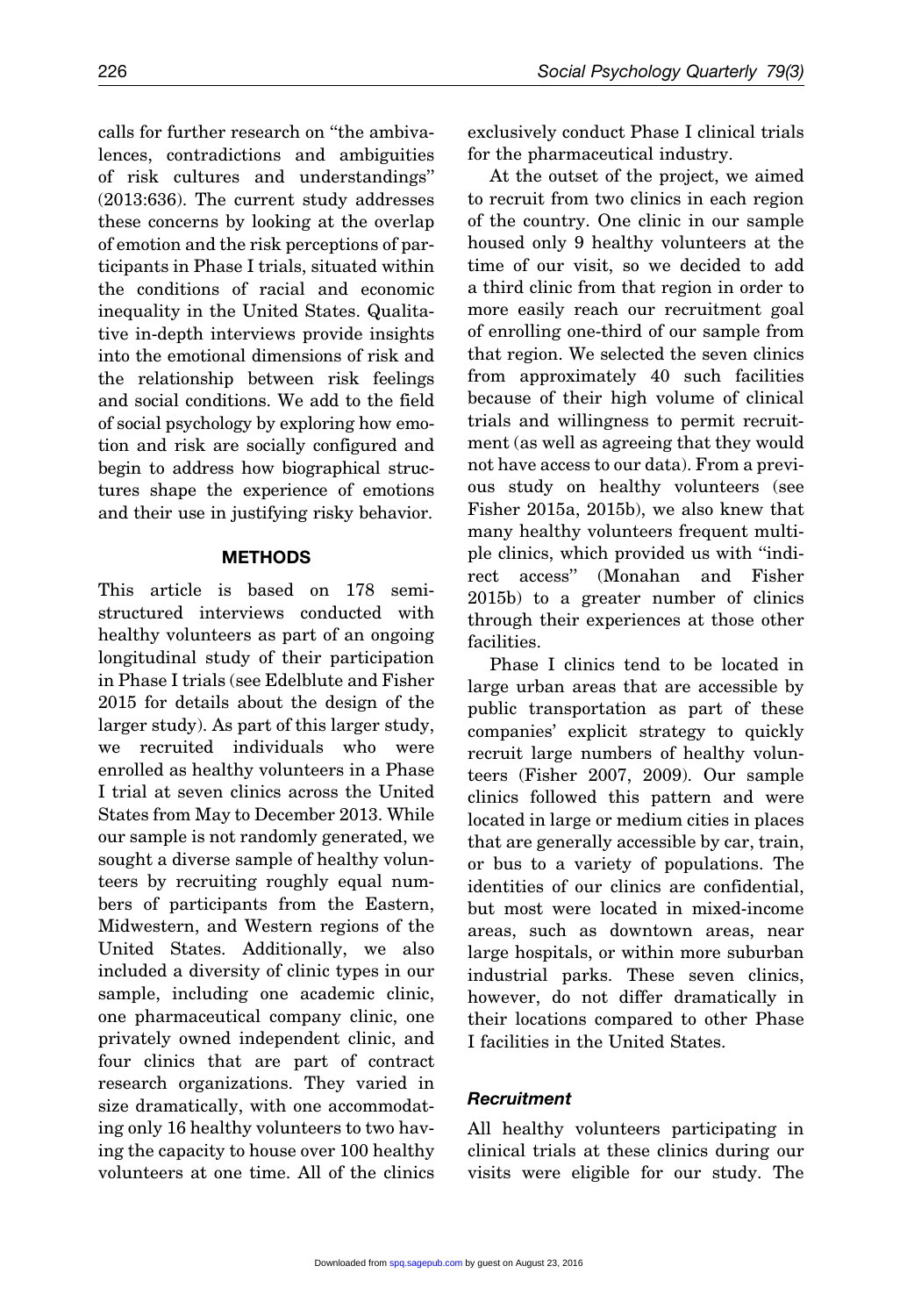calls for further research on "the ambivalences, contradictions and ambiguities of risk cultures and understandings" (2013:636). The current study addresses these concerns by looking at the overlap of emotion and the risk perceptions of participants in Phase I trials, situated within the conditions of racial and economic inequality in the United States. Qualitative in-depth interviews provide insights into the emotional dimensions of risk and the relationship between risk feelings and social conditions. We add to the field of social psychology by exploring how emotion and risk are socially configured and begin to address how biographical structures shape the experience of emotions and their use in justifying risky behavior.

## METHODS

This article is based on 178 semi-structured interviews conducted with healthy volunteers as part of an ongoing longitudinal study of their participation in Phase I trials (see Edelblute and Fisher 2015 for details about the design of the larger study). As part of this larger study, we recruited individuals who were enrolled as healthy volunteers in a Phase I trial at seven clinics across the United States from May to December 2013. While our sample is not randomly generated, we sought a diverse sample of healthy volunteers by recruiting roughly equal numbers of participants from the Eastern, Midwestern, and Western regions of the United States. Additionally, we also included a diversity of clinic types in our sample, including one academic clinic, one pharmaceutical company clinic, one privately owned independent clinic, and four clinics that are part of contract research organizations. They varied in size dramatically, with one accommodating only 16 healthy volunteers to two having the capacity to house over 100 healthy volunteers at one time. All of the clinics exclusively conduct Phase I clinical trials for the pharmaceutical industry.

At the outset of the project, we aimed to recruit from two clinics in each region of the country. One clinic in our sample housed only 9 healthy volunteers at the time of our visit, so we decided to add a third clinic from that region in order to more easily reach our recruitment goal of enrolling one-third of our sample from that region. We selected the seven clinics from approximately 40 such facilities because of their high volume of clinical trials and willingness to permit recruitment (as well as agreeing that they would not have access to our data). From a previous study on healthy volunteers (see Fisher 2015a, 2015b), we also knew that many healthy volunteers frequent multiple clinics, which provided us with "indirect access" (Monahan and Fisher 2015b) to a greater number of clinics through their experiences at those other facilities.

Phase I clinics tend to be located in large urban areas that are accessible by public transportation as part of these companies' explicit strategy to quickly recruit large numbers of healthy volunteers (Fisher 2007, 2009). Our sample clinics followed this pattern and were located in large or medium cities in places that are generally accessible by car, train, or bus to a variety of populations. The identities of our clinics are confidential, but most were located in mixed-income areas, such as downtown areas, near large hospitals, or within more suburban industrial parks. These seven clinics, however, do not differ dramatically in their locations compared to other Phase I facilities in the United States.

### *Recruitment*

All healthy volunteers participating in clinical trials at these clinics during our visits were eligible for our study. The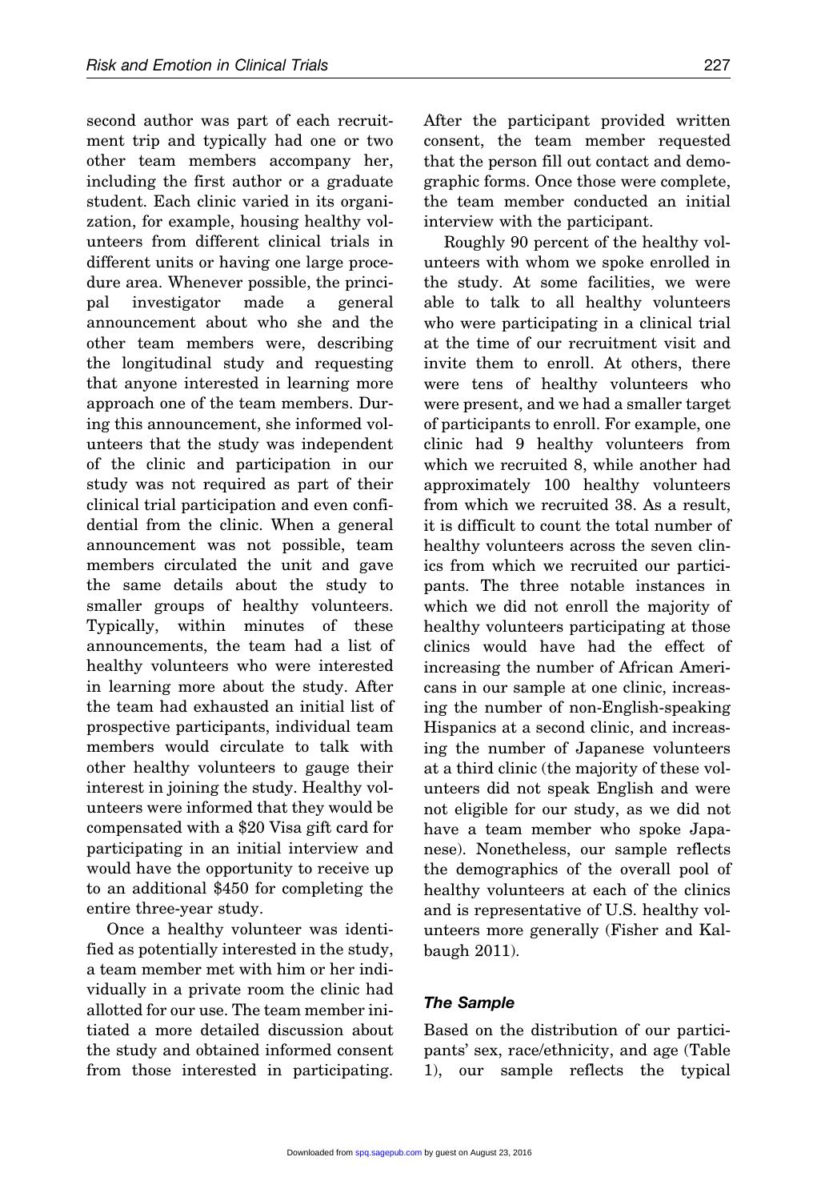second author was part of each recruitment trip and typically had one or two other team members accompany her, including the first author or a graduate student. Each clinic varied in its organization, for example, housing healthy volunteers from different clinical trials in different units or having one large procedure area. Whenever possible, the principal investigator made a general announcement about who she and the other team members were, describing the longitudinal study and requesting that anyone interested in learning more approach one of the team members. During this announcement, she informed volunteers that the study was independent of the clinic and participation in our study was not required as part of their clinical trial participation and even confidential from the clinic. When a general announcement was not possible, team members circulated the unit and gave the same details about the study to smaller groups of healthy volunteers. Typically, within minutes of these announcements, the team had a list of healthy volunteers who were interested in learning more about the study. After the team had exhausted an initial list of prospective participants, individual team members would circulate to talk with other healthy volunteers to gauge their interest in joining the study. Healthy volunteers were informed that they would be compensated with a $20 Visa gift card for participating in an initial interview and would have the opportunity to receive up to an additional $450 for completing the entire three-year study.

Once a healthy volunteer was identified as potentially interested in the study, a team member met with him or her individually in a private room the clinic had allotted for our use. The team member initiated a more detailed discussion about the study and obtained informed consent from those interested in participating. After the participant provided written consent, the team member requested that the person fill out contact and demographic forms. Once those were complete, the team member conducted an initial interview with the participant.

Roughly 90 percent of the healthy volunteers with whom we spoke enrolled in the study. At some facilities, we were able to talk to all healthy volunteers who were participating in a clinical trial at the time of our recruitment visit and invite them to enroll. At others, there were tens of healthy volunteers who were present, and we had a smaller target of participants to enroll. For example, one clinic had 9 healthy volunteers from which we recruited 8, while another had approximately 100 healthy volunteers from which we recruited 38. As a result, it is difficult to count the total number of healthy volunteers across the seven clinics from which we recruited our participants. The three notable instances in which we did not enroll the majority of healthy volunteers participating at those clinics would have had the effect of increasing the number of African Americans in our sample at one clinic, increasing the number of non-English-speaking Hispanics at a second clinic, and increasing the number of Japanese volunteers at a third clinic (the majority of these volunteers did not speak English and were not eligible for our study, as we did not have a team member who spoke Japanese). Nonetheless, our sample reflects the demographics of the overall pool of healthy volunteers at each of the clinics and is representative of U.S. healthy volunteers more generally (Fisher and Kalbaugh 2011).

### *The Sample*

Based on the distribution of our participants' sex, race/ethnicity, and age (Table 1), our sample reflects the typical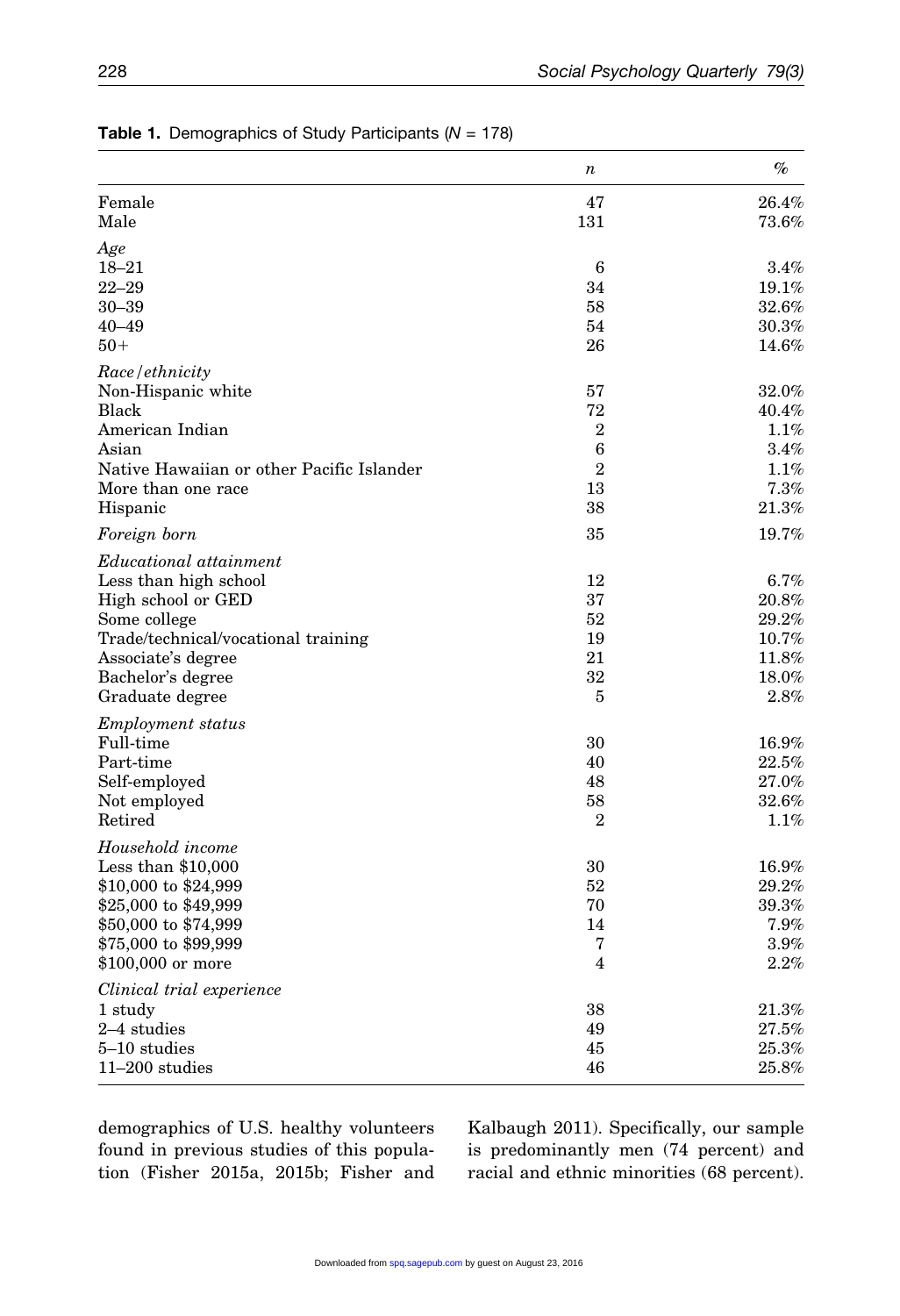**Table 1.** Demographics of Study Participants (*N* = 178)

| | *n* | % |
|---|---|---|
| Female | 47 | 26.4% |
| Male | 131 | 73.6% |
| *Age* | | |
| 18–21 | 6 | 3.4% |
| 22–29 | 34 | 19.1% |
| 30–39 | 58 | 32.6% |
| 40–49 | 54 | 30.3% |
| 50+ | 26 | 14.6% |
| *Race/ethnicity* | | |
| Non-Hispanic white | 57 | 32.0% |
| Black | 72 | 40.4% |
| American Indian | 2 | 1.1% |
| Asian | 6 | 3.4% |
| Native Hawaiian or other Pacific Islander | 2 | 1.1% |
| More than one race | 13 | 7.3% |
| Hispanic | 38 | 21.3% |
| *Foreign born* | 35 | 19.7% |
| *Educational attainment* | | |
| Less than high school | 12 | 6.7% |
| High school or GED | 37 | 20.8% |
| Some college | 52 | 29.2% |
| Trade/technical/vocational training | 19 | 10.7% |
| Associate's degree | 21 | 11.8% |
| Bachelor's degree | 32 | 18.0% |
| Graduate degree | 5 | 2.8% |
| *Employment status* | | |
| Full-time | 30 | 16.9% |
| Part-time | 40 | 22.5% |
| Self-employed | 48 | 27.0% |
| Not employed | 58 | 32.6% |
| Retired | 2 | 1.1% |
| *Household income* | | |
| Less than $10,000 | 30 | 16.9% |
| $10,000 to $24,999 | 52 | 29.2% |
| $25,000 to $49,999 | 70 | 39.3% |
| $50,000 to $74,999 | 14 | 7.9% |
| $75,000 to $99,999 | 7 | 3.9% |
| $100,000 or more | 4 | 2.2% |
| *Clinical trial experience* | | |
| 1 study | 38 | 21.3% |
| 2–4 studies | 49 | 27.5% |
| 5–10 studies | 45 | 25.3% |
| 11–200 studies | 46 | 25.8% |

demographics of U.S. healthy volunteers found in previous studies of this population (Fisher 2015a, 2015b; Fisher and Kalbaugh 2011). Specifically, our sample is predominantly men (74 percent) and racial and ethnic minorities (68 percent).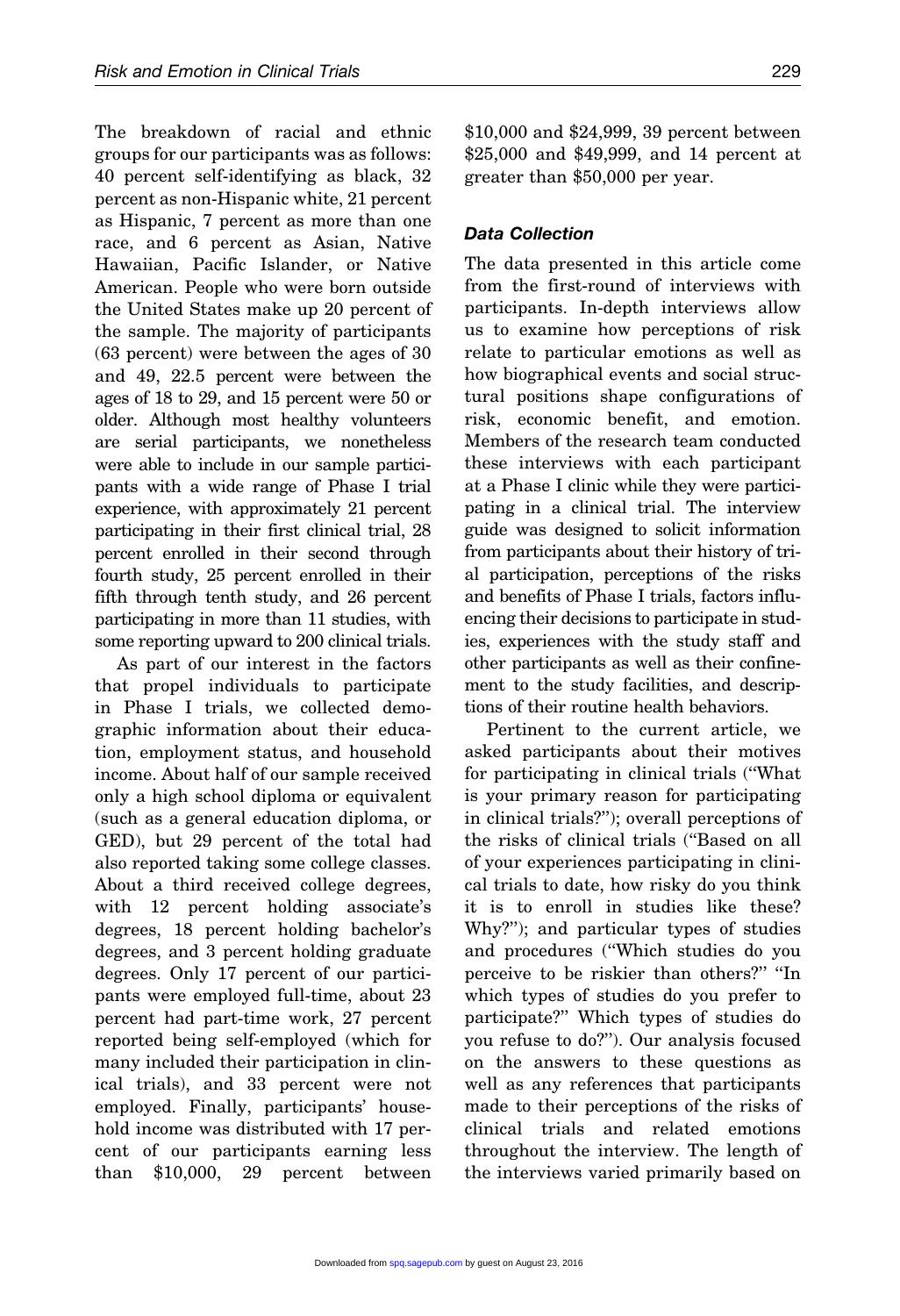The breakdown of racial and ethnic groups for our participants was as follows: 40 percent self-identifying as black, 32 percent as non-Hispanic white, 21 percent as Hispanic, 7 percent as more than one race, and 6 percent as Asian, Native Hawaiian, Pacific Islander, or Native American. People who were born outside the United States make up 20 percent of the sample. The majority of participants (63 percent) were between the ages of 30 and 49, 22.5 percent were between the ages of 18 to 29, and 15 percent were 50 or older. Although most healthy volunteers are serial participants, we nonetheless were able to include in our sample participants with a wide range of Phase I trial experience, with approximately 21 percent participating in their first clinical trial, 28 percent enrolled in their second through fourth study, 25 percent enrolled in their fifth through tenth study, and 26 percent participating in more than 11 studies, with some reporting upward to 200 clinical trials.

As part of our interest in the factors that propel individuals to participate in Phase I trials, we collected demographic information about their education, employment status, and household income. About half of our sample received only a high school diploma or equivalent (such as a general education diploma, or GED), but 29 percent of the total had also reported taking some college classes. About a third received college degrees, with 12 percent holding associate's degrees, 18 percent holding bachelor's degrees, and 3 percent holding graduate degrees. Only 17 percent of our participants were employed full-time, about 23 percent had part-time work, 27 percent reported being self-employed (which for many included their participation in clinical trials), and 33 percent were not employed. Finally, participants' household income was distributed with 17 percent of our participants earning less than \$10,000, 29 percent between \$10,000 and \$24,999, 39 percent between \$25,000 and \$49,999, and 14 percent at greater than \$50,000 per year.

### *Data Collection*

The data presented in this article come from the first-round of interviews with participants. In-depth interviews allow us to examine how perceptions of risk relate to particular emotions as well as how biographical events and social structural positions shape configurations of risk, economic benefit, and emotion. Members of the research team conducted these interviews with each participant at a Phase I clinic while they were participating in a clinical trial. The interview guide was designed to solicit information from participants about their history of trial participation, perceptions of the risks and benefits of Phase I trials, factors influencing their decisions to participate in studies, experiences with the study staff and other participants as well as their confinement to the study facilities, and descriptions of their routine health behaviors.

Pertinent to the current article, we asked participants about their motives for participating in clinical trials ("What is your primary reason for participating in clinical trials?"); overall perceptions of the risks of clinical trials ("Based on all of your experiences participating in clinical trials to date, how risky do you think it is to enroll in studies like these? Why?"); and particular types of studies and procedures ("Which studies do you perceive to be riskier than others?" "In which types of studies do you prefer to participate?" Which types of studies do you refuse to do?"). Our analysis focused on the answers to these questions as well as any references that participants made to their perceptions of the risks of clinical trials and related emotions throughout the interview. The length of the interviews varied primarily based on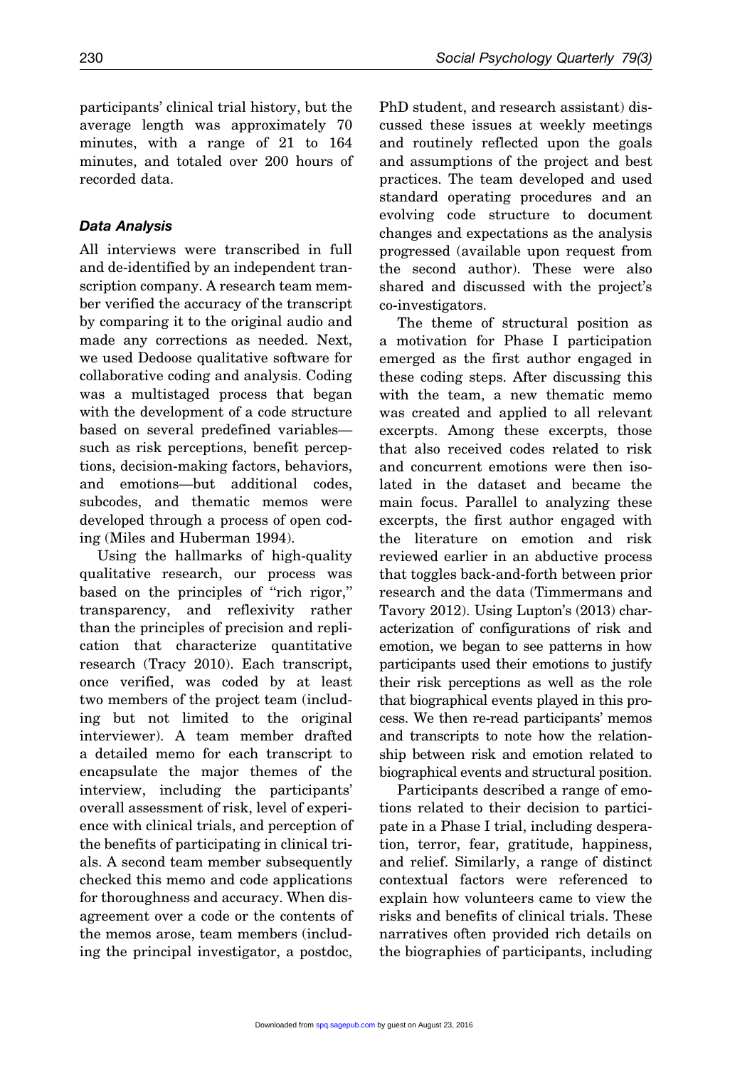participants' clinical trial history, but the average length was approximately 70 minutes, with a range of 21 to 164 minutes, and totaled over 200 hours of recorded data.

### *Data Analysis*

All interviews were transcribed in full and de-identified by an independent transcription company. A research team member verified the accuracy of the transcript by comparing it to the original audio and made any corrections as needed. Next, we used Dedoose qualitative software for collaborative coding and analysis. Coding was a multistaged process that began with the development of a code structure based on several predefined variables—such as risk perceptions, benefit perceptions, decision-making factors, behaviors, and emotions—but additional codes, subcodes, and thematic memos were developed through a process of open coding (Miles and Huberman 1994).

Using the hallmarks of high-quality qualitative research, our process was based on the principles of "rich rigor," transparency, and reflexivity rather than the principles of precision and replication that characterize quantitative research (Tracy 2010). Each transcript, once verified, was coded by at least two members of the project team (including but not limited to the original interviewer). A team member drafted a detailed memo for each transcript to encapsulate the major themes of the interview, including the participants' overall assessment of risk, level of experience with clinical trials, and perception of the benefits of participating in clinical trials. A second team member subsequently checked this memo and code applications for thoroughness and accuracy. When disagreement over a code or the contents of the memos arose, team members (including the principal investigator, a postdoc, PhD student, and research assistant) discussed these issues at weekly meetings and routinely reflected upon the goals and assumptions of the project and best practices. The team developed and used standard operating procedures and an evolving code structure to document changes and expectations as the analysis progressed (available upon request from the second author). These were also shared and discussed with the project's co-investigators.

The theme of structural position as a motivation for Phase I participation emerged as the first author engaged in these coding steps. After discussing this with the team, a new thematic memo was created and applied to all relevant excerpts. Among these excerpts, those that also received codes related to risk and concurrent emotions were then isolated in the dataset and became the main focus. Parallel to analyzing these excerpts, the first author engaged with the literature on emotion and risk reviewed earlier in an abductive process that toggles back-and-forth between prior research and the data (Timmermans and Tavory 2012). Using Lupton's (2013) characterization of configurations of risk and emotion, we began to see patterns in how participants used their emotions to justify their risk perceptions as well as the role that biographical events played in this process. We then re-read participants' memos and transcripts to note how the relationship between risk and emotion related to biographical events and structural position.

Participants described a range of emotions related to their decision to participate in a Phase I trial, including desperation, terror, fear, gratitude, happiness, and relief. Similarly, a range of distinct contextual factors were referenced to explain how volunteers came to view the risks and benefits of clinical trials. These narratives often provided rich details on the biographies of participants, including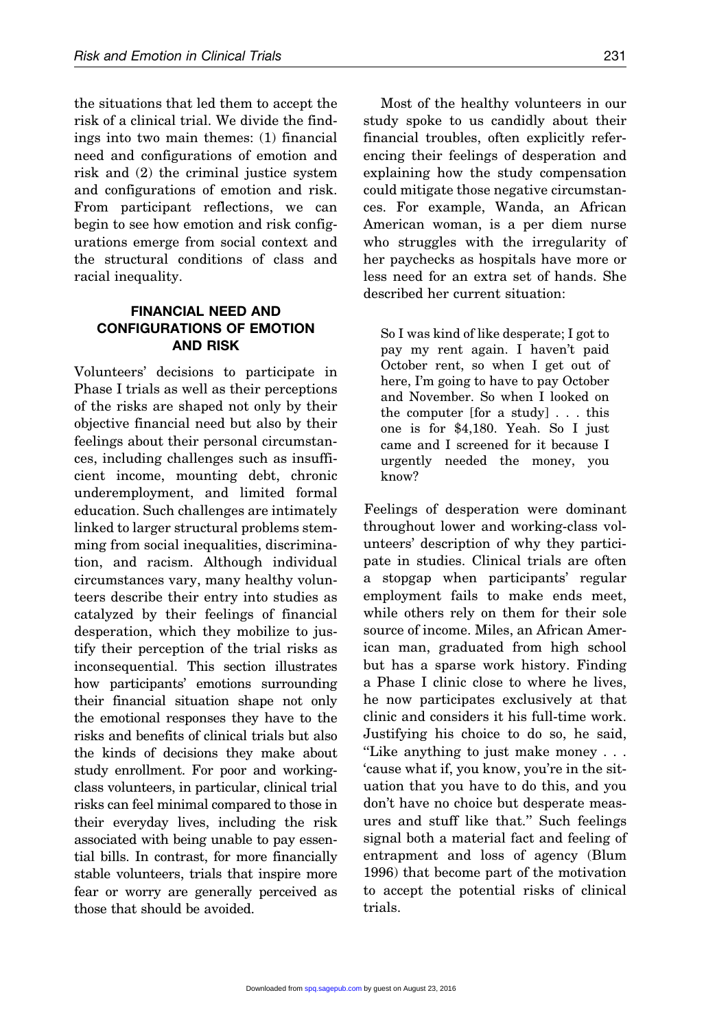the situations that led them to accept the risk of a clinical trial. We divide the findings into two main themes: (1) financial need and configurations of emotion and risk and (2) the criminal justice system and configurations of emotion and risk. From participant reflections, we can begin to see how emotion and risk configurations emerge from social context and the structural conditions of class and racial inequality.

## FINANCIAL NEED AND CONFIGURATIONS OF EMOTION AND RISK

Volunteers' decisions to participate in Phase I trials as well as their perceptions of the risks are shaped not only by their objective financial need but also by their feelings about their personal circumstances, including challenges such as insufficient income, mounting debt, chronic underemployment, and limited formal education. Such challenges are intimately linked to larger structural problems stemming from social inequalities, discrimination, and racism. Although individual circumstances vary, many healthy volunteers describe their entry into studies as catalyzed by their feelings of financial desperation, which they mobilize to justify their perception of the trial risks as inconsequential. This section illustrates how participants' emotions surrounding their financial situation shape not only the emotional responses they have to the risks and benefits of clinical trials but also the kinds of decisions they make about study enrollment. For poor and working-class volunteers, in particular, clinical trial risks can feel minimal compared to those in their everyday lives, including the risk associated with being unable to pay essential bills. In contrast, for more financially stable volunteers, trials that inspire more fear or worry are generally perceived as those that should be avoided.

Most of the healthy volunteers in our study spoke to us candidly about their financial troubles, often explicitly referencing their feelings of desperation and explaining how the study compensation could mitigate those negative circumstances. For example, Wanda, an African American woman, is a per diem nurse who struggles with the irregularity of her paychecks as hospitals have more or less need for an extra set of hands. She described her current situation:

> So I was kind of like desperate; I got to pay my rent again. I haven't paid October rent, so when I get out of here, I'm going to have to pay October and November. So when I looked on the computer [for a study] . . . this one is for $4,180. Yeah. So I just came and I screened for it because I urgently needed the money, you know?

Feelings of desperation were dominant throughout lower and working-class volunteers' description of why they participate in studies. Clinical trials are often a stopgap when participants' regular employment fails to make ends meet, while others rely on them for their sole source of income. Miles, an African American man, graduated from high school but has a sparse work history. Finding a Phase I clinic close to where he lives, he now participates exclusively at that clinic and considers it his full-time work. Justifying his choice to do so, he said, "Like anything to just make money . . . 'cause what if, you know, you're in the situation that you have to do this, and you don't have no choice but desperate measures and stuff like that." Such feelings signal both a material fact and feeling of entrapment and loss of agency (Blum 1996) that become part of the motivation to accept the potential risks of clinical trials.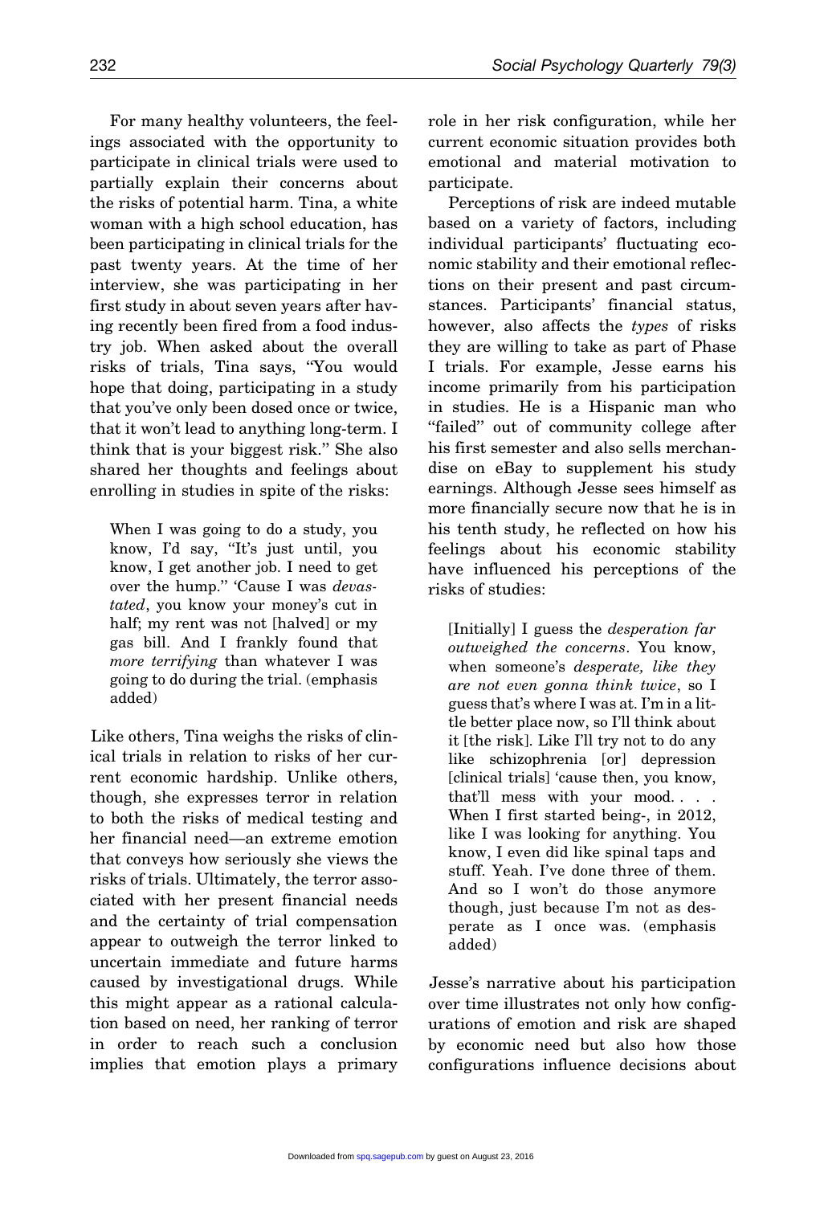For many healthy volunteers, the feelings associated with the opportunity to participate in clinical trials were used to partially explain their concerns about the risks of potential harm. Tina, a white woman with a high school education, has been participating in clinical trials for the past twenty years. At the time of her interview, she was participating in her first study in about seven years after having recently been fired from a food industry job. When asked about the overall risks of trials, Tina says, "You would hope that doing, participating in a study that you've only been dosed once or twice, that it won't lead to anything long-term. I think that is your biggest risk." She also shared her thoughts and feelings about enrolling in studies in spite of the risks:

> When I was going to do a study, you know, I'd say, "It's just until, you know, I get another job. I need to get over the hump." 'Cause I was *devastated*, you know your money's cut in half; my rent was not [halved] or my gas bill. And I frankly found that *more terrifying* than whatever I was going to do during the trial. (emphasis added)

Like others, Tina weighs the risks of clinical trials in relation to risks of her current economic hardship. Unlike others, though, she expresses terror in relation to both the risks of medical testing and her financial need—an extreme emotion that conveys how seriously she views the risks of trials. Ultimately, the terror associated with her present financial needs and the certainty of trial compensation appear to outweigh the terror linked to uncertain immediate and future harms caused by investigational drugs. While this might appear as a rational calculation based on need, her ranking of terror in order to reach such a conclusion implies that emotion plays a primary role in her risk configuration, while her current economic situation provides both emotional and material motivation to participate.

Perceptions of risk are indeed mutable based on a variety of factors, including individual participants' fluctuating economic stability and their emotional reflections on their present and past circumstances. Participants' financial status, however, also affects the *types* of risks they are willing to take as part of Phase I trials. For example, Jesse earns his income primarily from his participation in studies. He is a Hispanic man who "failed" out of community college after his first semester and also sells merchandise on eBay to supplement his study earnings. Although Jesse sees himself as more financially secure now that he is in his tenth study, he reflected on how his feelings about his economic stability have influenced his perceptions of the risks of studies:

> [Initially] I guess the *desperation far outweighed the concerns*. You know, when someone's *desperate, like they are not even gonna think twice*, so I guess that's where I was at. I'm in a little better place now, so I'll think about it [the risk]. Like I'll try not to do any like schizophrenia [or] depression [clinical trials] 'cause then, you know, that'll mess with your mood. . . . When I first started being-, in 2012, like I was looking for anything. You know, I even did like spinal taps and stuff. Yeah. I've done three of them. And so I won't do those anymore though, just because I'm not as desperate as I once was. (emphasis added)

Jesse's narrative about his participation over time illustrates not only how configurations of emotion and risk are shaped by economic need but also how those configurations influence decisions about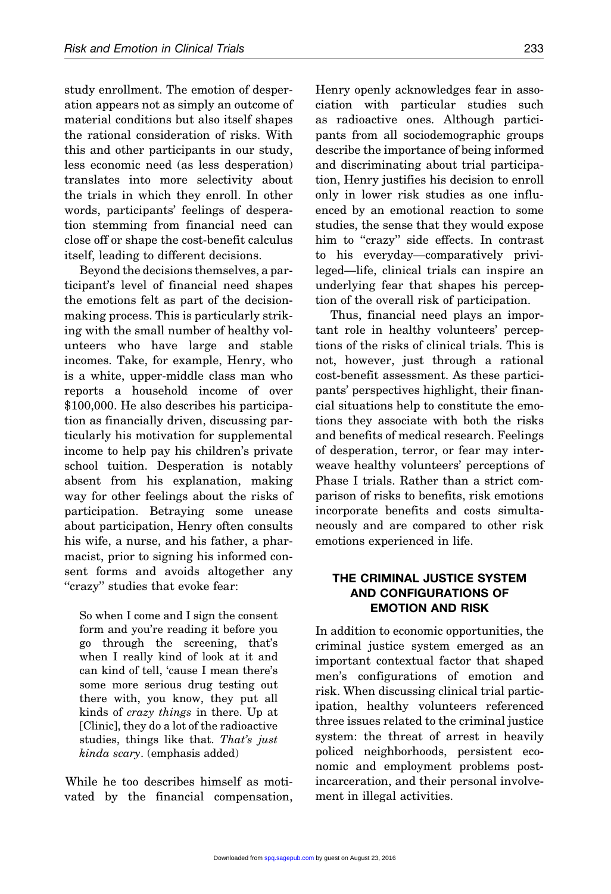study enrollment. The emotion of desperation appears not as simply an outcome of material conditions but also itself shapes the rational consideration of risks. With this and other participants in our study, less economic need (as less desperation) translates into more selectivity about the trials in which they enroll. In other words, participants' feelings of desperation stemming from financial need can close off or shape the cost-benefit calculus itself, leading to different decisions.

Beyond the decisions themselves, a participant's level of financial need shapes the emotions felt as part of the decision-making process. This is particularly striking with the small number of healthy volunteers who have large and stable incomes. Take, for example, Henry, who is a white, upper-middle class man who reports a household income of over $100,000. He also describes his participation as financially driven, discussing particularly his motivation for supplemental income to help pay his children's private school tuition. Desperation is notably absent from his explanation, making way for other feelings about the risks of participation. Betraying some unease about participation, Henry often consults his wife, a nurse, and his father, a pharmacist, prior to signing his informed consent forms and avoids altogether any "crazy" studies that evoke fear:

> So when I come and I sign the consent form and you're reading it before you go through the screening, that's when I really kind of look at it and can kind of tell, 'cause I mean there's some more serious drug testing out there with, you know, they put all kinds of *crazy things* in there. Up at [Clinic], they do a lot of the radioactive studies, things like that. *That's just kinda scary*. (emphasis added)

While he too describes himself as motivated by the financial compensation, Henry openly acknowledges fear in association with particular studies such as radioactive ones. Although participants from all sociodemographic groups describe the importance of being informed and discriminating about trial participation, Henry justifies his decision to enroll only in lower risk studies as one influenced by an emotional reaction to some studies, the sense that they would expose him to "crazy" side effects. In contrast to his everyday—comparatively privileged—life, clinical trials can inspire an underlying fear that shapes his perception of the overall risk of participation.

Thus, financial need plays an important role in healthy volunteers' perceptions of the risks of clinical trials. This is not, however, just through a rational cost-benefit assessment. As these participants' perspectives highlight, their financial situations help to constitute the emotions they associate with both the risks and benefits of medical research. Feelings of desperation, terror, or fear may interweave healthy volunteers' perceptions of Phase I trials. Rather than a strict comparison of risks to benefits, risk emotions incorporate benefits and costs simultaneously and are compared to other risk emotions experienced in life.

## THE CRIMINAL JUSTICE SYSTEM AND CONFIGURATIONS OF EMOTION AND RISK

In addition to economic opportunities, the criminal justice system emerged as an important contextual factor that shaped men's configurations of emotion and risk. When discussing clinical trial participation, healthy volunteers referenced three issues related to the criminal justice system: the threat of arrest in heavily policed neighborhoods, persistent economic and employment problems post-incarceration, and their personal involvement in illegal activities.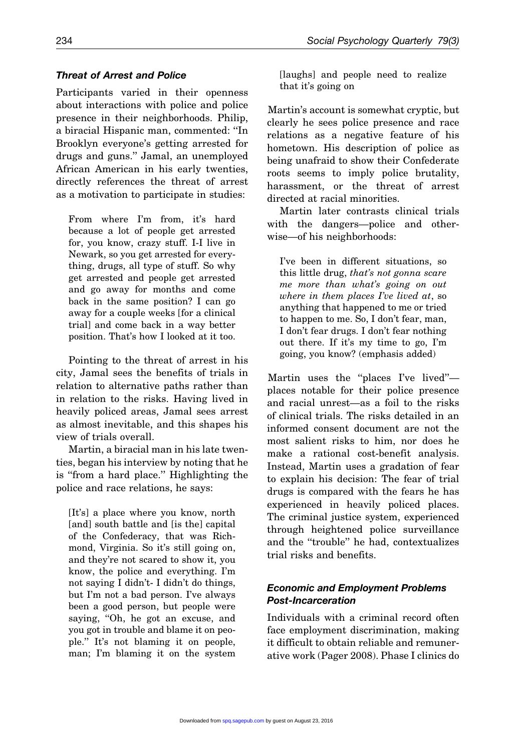### *Threat of Arrest and Police*

Participants varied in their openness about interactions with police and police presence in their neighborhoods. Philip, a biracial Hispanic man, commented: "In Brooklyn everyone's getting arrested for drugs and guns." Jamal, an unemployed African American in his early twenties, directly references the threat of arrest as a motivation to participate in studies:

> From where I'm from, it's hard because a lot of people get arrested for, you know, crazy stuff. I-I live in Newark, so you get arrested for everything, drugs, all type of stuff. So why get arrested and people get arrested and go away for months and come back in the same position? I can go away for a couple weeks [for a clinical trial] and come back in a way better position. That's how I looked at it too.

Pointing to the threat of arrest in his city, Jamal sees the benefits of trials in relation to alternative paths rather than in relation to the risks. Having lived in heavily policed areas, Jamal sees arrest as almost inevitable, and this shapes his view of trials overall.

Martin, a biracial man in his late twenties, began his interview by noting that he is "from a hard place." Highlighting the police and race relations, he says:

> [It's] a place where you know, north [and] south battle and [is the] capital of the Confederacy, that was Richmond, Virginia. So it's still going on, and they're not scared to show it, you know, the police and everything. I'm not saying I didn't- I didn't do things, but I'm not a bad person. I've always been a good person, but people were saying, "Oh, he got an excuse, and you got in trouble and blame it on people." It's not blaming it on people, man; I'm blaming it on the system [laughs] and people need to realize that it's going on

Martin's account is somewhat cryptic, but clearly he sees police presence and race relations as a negative feature of his hometown. His description of police as being unafraid to show their Confederate roots seems to imply police brutality, harassment, or the threat of arrest directed at racial minorities.

Martin later contrasts clinical trials with the dangers—police and otherwise—of his neighborhoods:

> I've been in different situations, so this little drug, *that's not gonna scare me more than what's going on out where in them places I've lived at*, so anything that happened to me or tried to happen to me. So, I don't fear, man, I don't fear drugs. I don't fear nothing out there. If it's my time to go, I'm going, you know? (emphasis added)

Martin uses the "places I've lived"—places notable for their police presence and racial unrest—as a foil to the risks of clinical trials. The risks detailed in an informed consent document are not the most salient risks to him, nor does he make a rational cost-benefit analysis. Instead, Martin uses a gradation of fear to explain his decision: The fear of trial drugs is compared with the fears he has experienced in heavily policed places. The criminal justice system, experienced through heightened police surveillance and the "trouble" he had, contextualizes trial risks and benefits.

### *Economic and Employment Problems Post-Incarceration*

Individuals with a criminal record often face employment discrimination, making it difficult to obtain reliable and remunerative work (Pager 2008). Phase I clinics do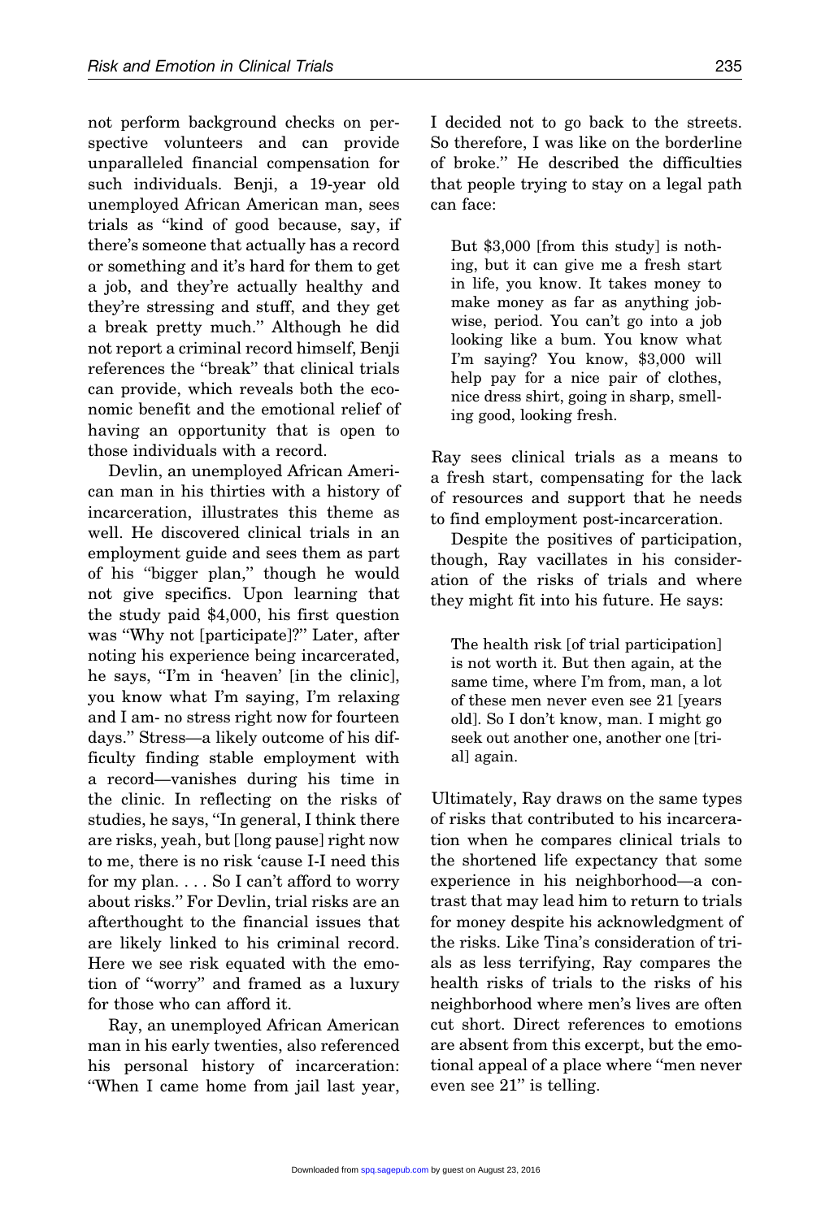not perform background checks on perspective volunteers and can provide unparalleled financial compensation for such individuals. Benji, a 19-year old unemployed African American man, sees trials as "kind of good because, say, if there's someone that actually has a record or something and it's hard for them to get a job, and they're actually healthy and they're stressing and stuff, and they get a break pretty much." Although he did not report a criminal record himself, Benji references the "break" that clinical trials can provide, which reveals both the economic benefit and the emotional relief of having an opportunity that is open to those individuals with a record.

Devlin, an unemployed African American man in his thirties with a history of incarceration, illustrates this theme as well. He discovered clinical trials in an employment guide and sees them as part of his "bigger plan," though he would not give specifics. Upon learning that the study paid $4,000, his first question was "Why not [participate]?" Later, after noting his experience being incarcerated, he says, "I'm in 'heaven' [in the clinic], you know what I'm saying, I'm relaxing and I am- no stress right now for fourteen days." Stress—a likely outcome of his difficulty finding stable employment with a record—vanishes during his time in the clinic. In reflecting on the risks of studies, he says, "In general, I think there are risks, yeah, but [long pause] right now to me, there is no risk 'cause I-I need this for my plan. . . . So I can't afford to worry about risks." For Devlin, trial risks are an afterthought to the financial issues that are likely linked to his criminal record. Here we see risk equated with the emotion of "worry" and framed as a luxury for those who can afford it.

Ray, an unemployed African American man in his early twenties, also referenced his personal history of incarceration: "When I came home from jail last year, I decided not to go back to the streets. So therefore, I was like on the borderline of broke." He described the difficulties that people trying to stay on a legal path can face:

> But $3,000 [from this study] is nothing, but it can give me a fresh start in life, you know. It takes money to make money as far as anything jobwise, period. You can't go into a job looking like a bum. You know what I'm saying? You know, $3,000 will help pay for a nice pair of clothes, nice dress shirt, going in sharp, smelling good, looking fresh.

Ray sees clinical trials as a means to a fresh start, compensating for the lack of resources and support that he needs to find employment post-incarceration.

Despite the positives of participation, though, Ray vacillates in his consideration of the risks of trials and where they might fit into his future. He says:

> The health risk [of trial participation] is not worth it. But then again, at the same time, where I'm from, man, a lot of these men never even see 21 [years old]. So I don't know, man. I might go seek out another one, another one [trial] again.

Ultimately, Ray draws on the same types of risks that contributed to his incarceration when he compares clinical trials to the shortened life expectancy that some experience in his neighborhood—a contrast that may lead him to return to trials for money despite his acknowledgment of the risks. Like Tina's consideration of trials as less terrifying, Ray compares the health risks of trials to the risks of his neighborhood where men's lives are often cut short. Direct references to emotions are absent from this excerpt, but the emotional appeal of a place where "men never even see 21" is telling.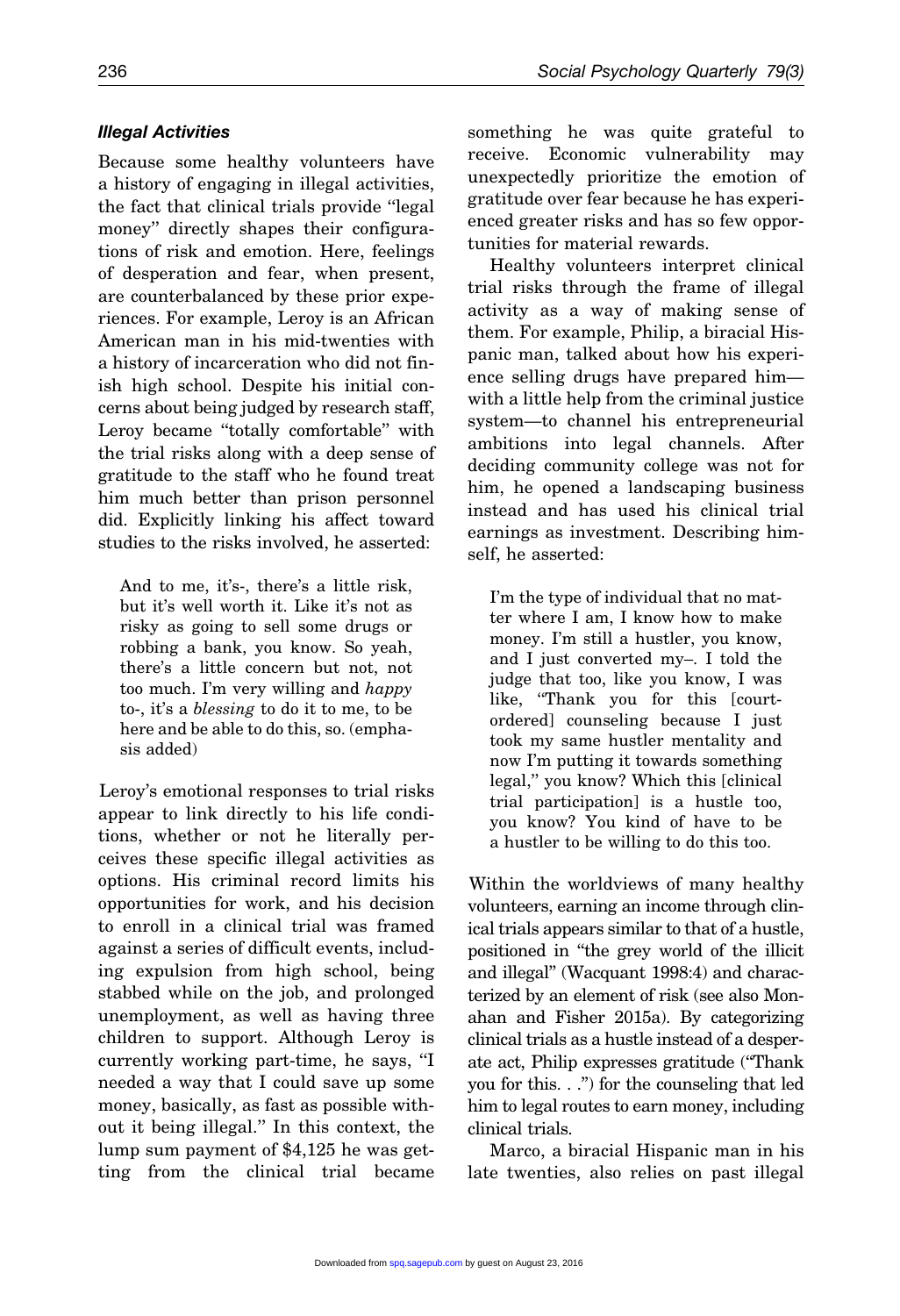### *Illegal Activities*

Because some healthy volunteers have a history of engaging in illegal activities, the fact that clinical trials provide "legal money" directly shapes their configurations of risk and emotion. Here, feelings of desperation and fear, when present, are counterbalanced by these prior experiences. For example, Leroy is an African American man in his mid-twenties with a history of incarceration who did not finish high school. Despite his initial concerns about being judged by research staff, Leroy became "totally comfortable" with the trial risks along with a deep sense of gratitude to the staff who he found treat him much better than prison personnel did. Explicitly linking his affect toward studies to the risks involved, he asserted:

> And to me, it's-, there's a little risk, but it's well worth it. Like it's not as risky as going to sell some drugs or robbing a bank, you know. So yeah, there's a little concern but not, not too much. I'm very willing and *happy* to-, it's a *blessing* to do it to me, to be here and be able to do this, so. (emphasis added)

Leroy's emotional responses to trial risks appear to link directly to his life conditions, whether or not he literally perceives these specific illegal activities as options. His criminal record limits his opportunities for work, and his decision to enroll in a clinical trial was framed against a series of difficult events, including expulsion from high school, being stabbed while on the job, and prolonged unemployment, as well as having three children to support. Although Leroy is currently working part-time, he says, "I needed a way that I could save up some money, basically, as fast as possible without it being illegal." In this context, the lump sum payment of $4,125 he was getting from the clinical trial became something he was quite grateful to receive. Economic vulnerability may unexpectedly prioritize the emotion of gratitude over fear because he has experienced greater risks and has so few opportunities for material rewards.

Healthy volunteers interpret clinical trial risks through the frame of illegal activity as a way of making sense of them. For example, Philip, a biracial Hispanic man, talked about how his experience selling drugs have prepared him—with a little help from the criminal justice system—to channel his entrepreneurial ambitions into legal channels. After deciding community college was not for him, he opened a landscaping business instead and has used his clinical trial earnings as investment. Describing himself, he asserted:

> I'm the type of individual that no matter where I am, I know how to make money. I'm still a hustler, you know, and I just converted my–. I told the judge that too, like you know, I was like, "Thank you for this [court-ordered] counseling because I just took my same hustler mentality and now I'm putting it towards something legal," you know? Which this [clinical trial participation] is a hustle too, you know? You kind of have to be a hustler to be willing to do this too.

Within the worldviews of many healthy volunteers, earning an income through clinical trials appears similar to that of a hustle, positioned in "the grey world of the illicit and illegal" (Wacquant 1998:4) and characterized by an element of risk (see also Monahan and Fisher 2015a). By categorizing clinical trials as a hustle instead of a desperate act, Philip expresses gratitude ("Thank you for this. . .") for the counseling that led him to legal routes to earn money, including clinical trials.

Marco, a biracial Hispanic man in his late twenties, also relies on past illegal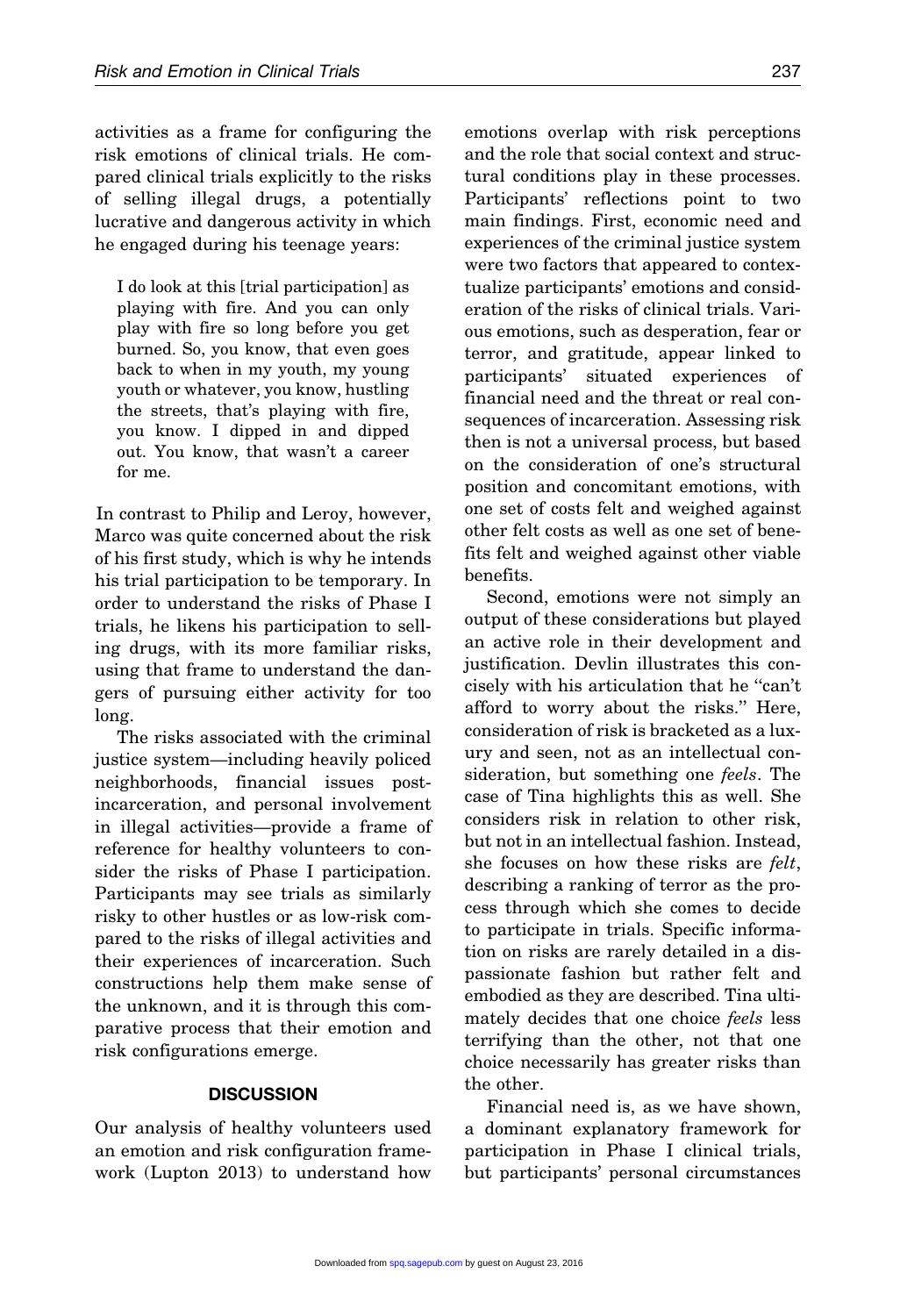activities as a frame for configuring the risk emotions of clinical trials. He compared clinical trials explicitly to the risks of selling illegal drugs, a potentially lucrative and dangerous activity in which he engaged during his teenage years:

> I do look at this [trial participation] as playing with fire. And you can only play with fire so long before you get burned. So, you know, that even goes back to when in my youth, my young youth or whatever, you know, hustling the streets, that's playing with fire, you know. I dipped in and dipped out. You know, that wasn't a career for me.

In contrast to Philip and Leroy, however, Marco was quite concerned about the risk of his first study, which is why he intends his trial participation to be temporary. In order to understand the risks of Phase I trials, he likens his participation to selling drugs, with its more familiar risks, using that frame to understand the dangers of pursuing either activity for too long.

The risks associated with the criminal justice system—including heavily policed neighborhoods, financial issues post-incarceration, and personal involvement in illegal activities—provide a frame of reference for healthy volunteers to consider the risks of Phase I participation. Participants may see trials as similarly risky to other hustles or as low-risk compared to the risks of illegal activities and their experiences of incarceration. Such constructions help them make sense of the unknown, and it is through this comparative process that their emotion and risk configurations emerge.

## DISCUSSION

Our analysis of healthy volunteers used an emotion and risk configuration framework (Lupton 2013) to understand how emotions overlap with risk perceptions and the role that social context and structural conditions play in these processes. Participants' reflections point to two main findings. First, economic need and experiences of the criminal justice system were two factors that appeared to contextualize participants' emotions and consideration of the risks of clinical trials. Various emotions, such as desperation, fear or terror, and gratitude, appear linked to participants' situated experiences of financial need and the threat or real consequences of incarceration. Assessing risk then is not a universal process, but based on the consideration of one's structural position and concomitant emotions, with one set of costs felt and weighed against other felt costs as well as one set of benefits felt and weighed against other viable benefits.

Second, emotions were not simply an output of these considerations but played an active role in their development and justification. Devlin illustrates this concisely with his articulation that he "can't afford to worry about the risks." Here, consideration of risk is bracketed as a luxury and seen, not as an intellectual consideration, but something one *feels*. The case of Tina highlights this as well. She considers risk in relation to other risk, but not in an intellectual fashion. Instead, she focuses on how these risks are *felt*, describing a ranking of terror as the process through which she comes to decide to participate in trials. Specific information on risks are rarely detailed in a dispassionate fashion but rather felt and embodied as they are described. Tina ultimately decides that one choice *feels* less terrifying than the other, not that one choice necessarily has greater risks than the other.

Financial need is, as we have shown, a dominant explanatory framework for participation in Phase I clinical trials, but participants' personal circumstances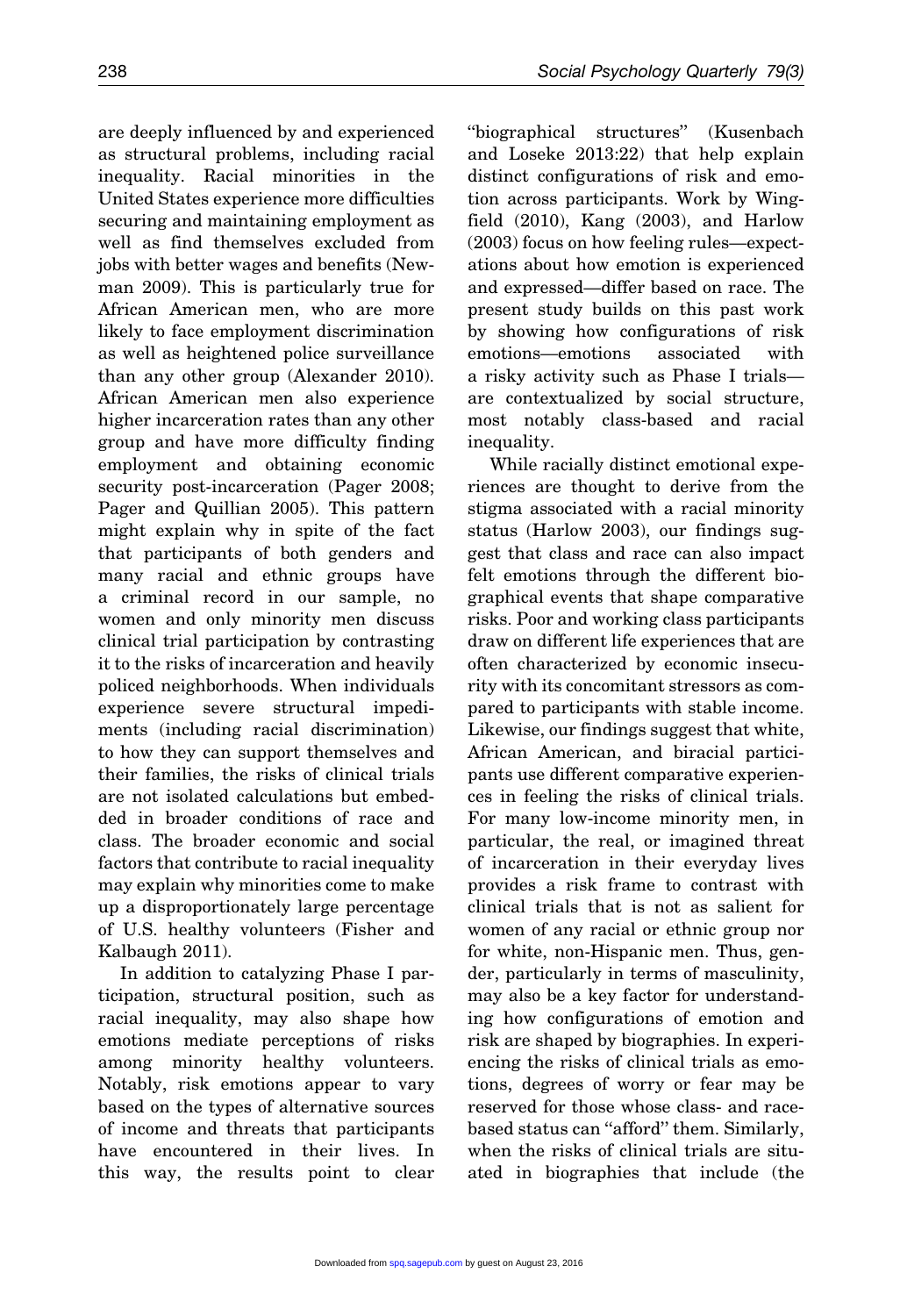are deeply influenced by and experienced as structural problems, including racial inequality. Racial minorities in the United States experience more difficulties securing and maintaining employment as well as find themselves excluded from jobs with better wages and benefits (Newman 2009). This is particularly true for African American men, who are more likely to face employment discrimination as well as heightened police surveillance than any other group (Alexander 2010). African American men also experience higher incarceration rates than any other group and have more difficulty finding employment and obtaining economic security post-incarceration (Pager 2008; Pager and Quillian 2005). This pattern might explain why in spite of the fact that participants of both genders and many racial and ethnic groups have a criminal record in our sample, no women and only minority men discuss clinical trial participation by contrasting it to the risks of incarceration and heavily policed neighborhoods. When individuals experience severe structural impediments (including racial discrimination) to how they can support themselves and their families, the risks of clinical trials are not isolated calculations but embedded in broader conditions of race and class. The broader economic and social factors that contribute to racial inequality may explain why minorities come to make up a disproportionately large percentage of U.S. healthy volunteers (Fisher and Kalbaugh 2011).

In addition to catalyzing Phase I participation, structural position, such as racial inequality, may also shape how emotions mediate perceptions of risks among minority healthy volunteers. Notably, risk emotions appear to vary based on the types of alternative sources of income and threats that participants have encountered in their lives. In this way, the results point to clear "biographical structures" (Kusenbach and Loseke 2013:22) that help explain distinct configurations of risk and emotion across participants. Work by Wingfield (2010), Kang (2003), and Harlow (2003) focus on how feeling rules—expectations about how emotion is experienced and expressed—differ based on race. The present study builds on this past work by showing how configurations of risk emotions—emotions associated with a risky activity such as Phase I trials—are contextualized by social structure, most notably class-based and racial inequality.

While racially distinct emotional experiences are thought to derive from the stigma associated with a racial minority status (Harlow 2003), our findings suggest that class and race can also impact felt emotions through the different biographical events that shape comparative risks. Poor and working class participants draw on different life experiences that are often characterized by economic insecurity with its concomitant stressors as compared to participants with stable income. Likewise, our findings suggest that white, African American, and biracial participants use different comparative experiences in feeling the risks of clinical trials. For many low-income minority men, in particular, the real, or imagined threat of incarceration in their everyday lives provides a risk frame to contrast with clinical trials that is not as salient for women of any racial or ethnic group nor for white, non-Hispanic men. Thus, gender, particularly in terms of masculinity, may also be a key factor for understanding how configurations of emotion and risk are shaped by biographies. In experiencing the risks of clinical trials as emotions, degrees of worry or fear may be reserved for those whose class- and race-based status can "afford" them. Similarly, when the risks of clinical trials are situated in biographies that include (the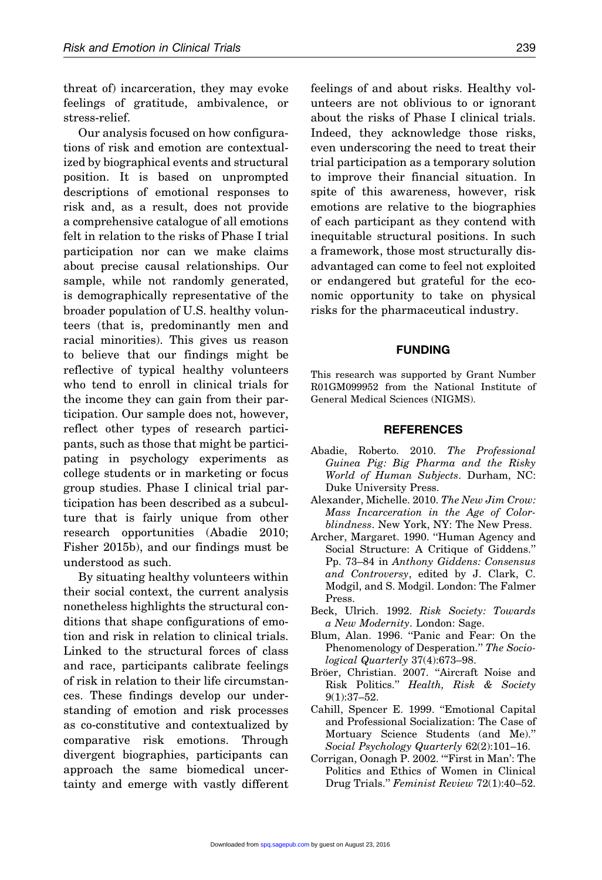threat of) incarceration, they may evoke feelings of gratitude, ambivalence, or stress-relief.

Our analysis focused on how configurations of risk and emotion are contextualized by biographical events and structural position. It is based on unprompted descriptions of emotional responses to risk and, as a result, does not provide a comprehensive catalogue of all emotions felt in relation to the risks of Phase I trial participation nor can we make claims about precise causal relationships. Our sample, while not randomly generated, is demographically representative of the broader population of U.S. healthy volunteers (that is, predominantly men and racial minorities). This gives us reason to believe that our findings might be reflective of typical healthy volunteers who tend to enroll in clinical trials for the income they can gain from their participation. Our sample does not, however, reflect other types of research participants, such as those that might be participating in psychology experiments as college students or in marketing or focus group studies. Phase I clinical trial participation has been described as a subculture that is fairly unique from other research opportunities (Abadie 2010; Fisher 2015b), and our findings must be understood as such.

By situating healthy volunteers within their social context, the current analysis nonetheless highlights the structural conditions that shape configurations of emotion and risk in relation to clinical trials. Linked to the structural forces of class and race, participants calibrate feelings of risk in relation to their life circumstances. These findings develop our understanding of emotion and risk processes as co-constitutive and contextualized by comparative risk emotions. Through divergent biographies, participants can approach the same biomedical uncertainty and emerge with vastly different feelings of and about risks. Healthy volunteers are not oblivious to or ignorant about the risks of Phase I clinical trials. Indeed, they acknowledge those risks, even underscoring the need to treat their trial participation as a temporary solution to improve their financial situation. In spite of this awareness, however, risk emotions are relative to the biographies of each participant as they contend with inequitable structural positions. In such a framework, those most structurally disadvantaged can come to feel not exploited or endangered but grateful for the economic opportunity to take on physical risks for the pharmaceutical industry.

## FUNDING

This research was supported by Grant Number R01GM099952 from the National Institute of General Medical Sciences (NIGMS).

## REFERENCES

Abadie, Roberto. 2010. *The Professional Guinea Pig: Big Pharma and the Risky World of Human Subjects*. Durham, NC: Duke University Press.

Alexander, Michelle. 2010. *The New Jim Crow: Mass Incarceration in the Age of Colorblindness*. New York, NY: The New Press.

Archer, Margaret. 1990. "Human Agency and Social Structure: A Critique of Giddens." Pp. 73–84 in *Anthony Giddens: Consensus and Controversy*, edited by J. Clark, C. Modgil, and S. Modgil. London: The Falmer Press.

Beck, Ulrich. 1992. *Risk Society: Towards a New Modernity*. London: Sage.

Blum, Alan. 1996. "Panic and Fear: On the Phenomenology of Desperation." *The Sociological Quarterly* 37(4):673–98.

Bröer, Christian. 2007. "Aircraft Noise and Risk Politics." *Health, Risk & Society* 9(1):37–52.

Cahill, Spencer E. 1999. "Emotional Capital and Professional Socialization: The Case of Mortuary Science Students (and Me)." *Social Psychology Quarterly* 62(2):101–16.

Corrigan, Oonagh P. 2002. "'First in Man': The Politics and Ethics of Women in Clinical Drug Trials." *Feminist Review* 72(1):40–52.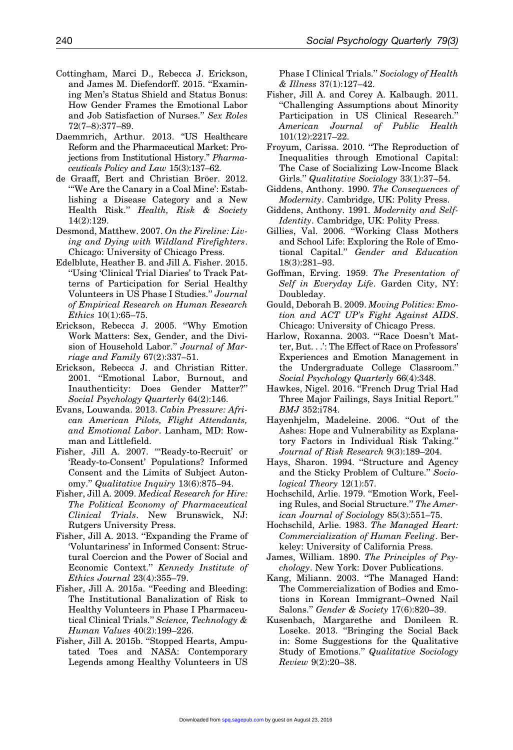Cottingham, Marci D., Rebecca J. Erickson, and James M. Diefendorff. 2015. "Examining Men's Status Shield and Status Bonus: How Gender Frames the Emotional Labor and Job Satisfaction of Nurses." *Sex Roles* 72(7–8):377–89.

Daemmrich, Arthur. 2013. "US Healthcare Reform and the Pharmaceutical Market: Projections from Institutional History." *Pharmaceuticals Policy and Law* 15(3):137–62.

de Graaff, Bert and Christian Bröer. 2012. "'We Are the Canary in a Coal Mine': Establishing a Disease Category and a New Health Risk." *Health, Risk & Society* 14(2):129.

Desmond, Matthew. 2007. *On the Fireline: Living and Dying with Wildland Firefighters*. Chicago: University of Chicago Press.

Edelblute, Heather B. and Jill A. Fisher. 2015. "Using 'Clinical Trial Diaries' to Track Patterns of Participation for Serial Healthy Volunteers in US Phase I Studies." *Journal of Empirical Research on Human Research Ethics* 10(1):65–75.

Erickson, Rebecca J. 2005. "Why Emotion Work Matters: Sex, Gender, and the Division of Household Labor." *Journal of Marriage and Family* 67(2):337–51.

Erickson, Rebecca J. and Christian Ritter. 2001. "Emotional Labor, Burnout, and Inauthenticity: Does Gender Matter?" *Social Psychology Quarterly* 64(2):146.

Evans, Louwanda. 2013. *Cabin Pressure: African American Pilots, Flight Attendants, and Emotional Labor*. Lanham, MD: Rowman and Littlefield.

Fisher, Jill A. 2007. "'Ready-to-Recruit' or 'Ready-to-Consent' Populations? Informed Consent and the Limits of Subject Autonomy." *Qualitative Inquiry* 13(6):875–94.

Fisher, Jill A. 2009. *Medical Research for Hire: The Political Economy of Pharmaceutical Clinical Trials*. New Brunswick, NJ: Rutgers University Press.

Fisher, Jill A. 2013. "Expanding the Frame of 'Voluntariness' in Informed Consent: Structural Coercion and the Power of Social and Economic Context." *Kennedy Institute of Ethics Journal* 23(4):355–79.

Fisher, Jill A. 2015a. "Feeding and Bleeding: The Institutional Banalization of Risk to Healthy Volunteers in Phase I Pharmaceutical Clinical Trials." *Science, Technology & Human Values* 40(2):199–226.

Fisher, Jill A. 2015b. "Stopped Hearts, Amputated Toes and NASA: Contemporary Legends among Healthy Volunteers in US Phase I Clinical Trials." *Sociology of Health & Illness* 37(1):127–42.

Fisher, Jill A. and Corey A. Kalbaugh. 2011. "Challenging Assumptions about Minority Participation in US Clinical Research." *American Journal of Public Health* 101(12):2217–22.

Froyum, Carissa. 2010. "The Reproduction of Inequalities through Emotional Capital: The Case of Socializing Low-Income Black Girls." *Qualitative Sociology* 33(1):37–54.

Giddens, Anthony. 1990. *The Consequences of Modernity*. Cambridge, UK: Polity Press.

Giddens, Anthony. 1991. *Modernity and Self-Identity*. Cambridge, UK: Polity Press.

Gillies, Val. 2006. "Working Class Mothers and School Life: Exploring the Role of Emotional Capital." *Gender and Education* 18(3):281–93.

Goffman, Erving. 1959. *The Presentation of Self in Everyday Life*. Garden City, NY: Doubleday.

Gould, Deborah B. 2009. *Moving Politics: Emotion and ACT UP's Fight Against AIDS*. Chicago: University of Chicago Press.

Harlow, Roxanna. 2003. "'Race Doesn't Matter, But. . .': The Effect of Race on Professors' Experiences and Emotion Management in the Undergraduate College Classroom." *Social Psychology Quarterly* 66(4):348.

Hawkes, Nigel. 2016. "French Drug Trial Had Three Major Failings, Says Initial Report." *BMJ* 352:i1784.

Hayenhjelm, Madeleine. 2006. "Out of the Ashes: Hope and Vulnerability as Explanatory Factors in Individual Risk Taking." *Journal of Risk Research* 9(3):189–204.

Hays, Sharon. 1994. "Structure and Agency and the Sticky Problem of Culture." *Sociological Theory* 12(1):57.

Hochschild, Arlie. 1979. "Emotion Work, Feeling Rules, and Social Structure." *The American Journal of Sociology* 85(3):551–75.

Hochschild, Arlie. 1983. *The Managed Heart: Commercialization of Human Feeling*. Berkeley: University of California Press.

James, William. 1890. *The Principles of Psychology*. New York: Dover Publications.

Kang, Miliann. 2003. "The Managed Hand: The Commercialization of Bodies and Emotions in Korean Immigrant–Owned Nail Salons." *Gender & Society* 17(6):820–39.

Kusenbach, Margarethe and Donileen R. Loseke. 2013. "Bringing the Social Back in: Some Suggestions for the Qualitative Study of Emotions." *Qualitative Sociology Review* 9(2):20–38.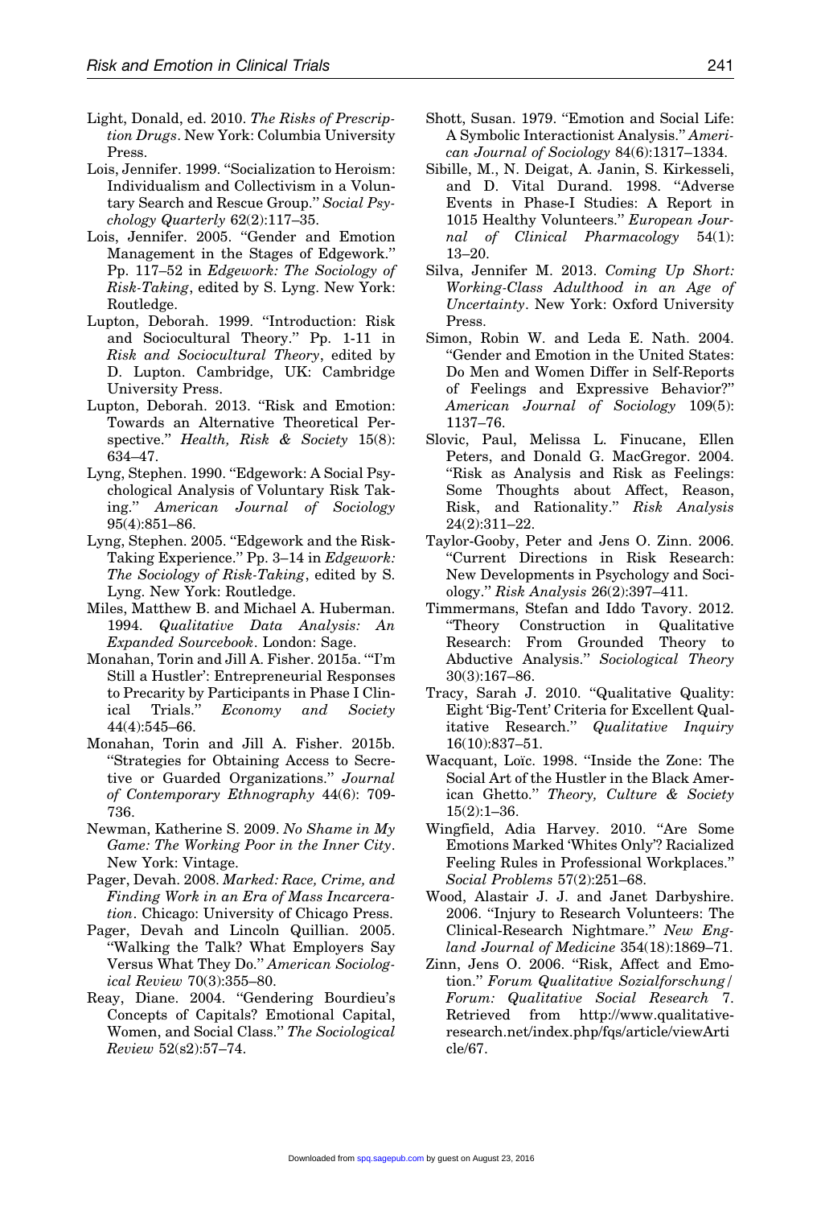Light, Donald, ed. 2010. *The Risks of Prescription Drugs*. New York: Columbia University Press.

Lois, Jennifer. 1999. "Socialization to Heroism: Individualism and Collectivism in a Voluntary Search and Rescue Group." *Social Psychology Quarterly* 62(2):117–35.

Lois, Jennifer. 2005. "Gender and Emotion Management in the Stages of Edgework." Pp. 117–52 in *Edgework: The Sociology of Risk-Taking*, edited by S. Lyng. New York: Routledge.

Lupton, Deborah. 1999. "Introduction: Risk and Sociocultural Theory." Pp. 1-11 in *Risk and Sociocultural Theory*, edited by D. Lupton. Cambridge, UK: Cambridge University Press.

Lupton, Deborah. 2013. "Risk and Emotion: Towards an Alternative Theoretical Perspective." *Health, Risk & Society* 15(8): 634–47.

Lyng, Stephen. 1990. "Edgework: A Social Psychological Analysis of Voluntary Risk Taking." *American Journal of Sociology* 95(4):851–86.

Lyng, Stephen. 2005. "Edgework and the Risk-Taking Experience." Pp. 3–14 in *Edgework: The Sociology of Risk-Taking*, edited by S. Lyng. New York: Routledge.

Miles, Matthew B. and Michael A. Huberman. 1994. *Qualitative Data Analysis: An Expanded Sourcebook*. London: Sage.

Monahan, Torin and Jill A. Fisher. 2015a. "'I'm Still a Hustler': Entrepreneurial Responses to Precarity by Participants in Phase I Clinical Trials." *Economy and Society* 44(4):545–66.

Monahan, Torin and Jill A. Fisher. 2015b. "Strategies for Obtaining Access to Secretive or Guarded Organizations." *Journal of Contemporary Ethnography* 44(6): 709-736.

Newman, Katherine S. 2009. *No Shame in My Game: The Working Poor in the Inner City*. New York: Vintage.

Pager, Devah. 2008. *Marked: Race, Crime, and Finding Work in an Era of Mass Incarceration*. Chicago: University of Chicago Press.

Pager, Devah and Lincoln Quillian. 2005. "Walking the Talk? What Employers Say Versus What They Do." *American Sociological Review* 70(3):355–80.

Reay, Diane. 2004. "Gendering Bourdieu's Concepts of Capitals? Emotional Capital, Women, and Social Class." *The Sociological Review* 52(s2):57–74.

Shott, Susan. 1979. "Emotion and Social Life: A Symbolic Interactionist Analysis." *American Journal of Sociology* 84(6):1317–1334.

Sibille, M., N. Deigat, A. Janin, S. Kirkesseli, and D. Vital Durand. 1998. "Adverse Events in Phase-I Studies: A Report in 1015 Healthy Volunteers." *European Journal of Clinical Pharmacology* 54(1): 13–20.

Silva, Jennifer M. 2013. *Coming Up Short: Working-Class Adulthood in an Age of Uncertainty*. New York: Oxford University Press.

Simon, Robin W. and Leda E. Nath. 2004. "Gender and Emotion in the United States: Do Men and Women Differ in Self-Reports of Feelings and Expressive Behavior?" *American Journal of Sociology* 109(5): 1137–76.

Slovic, Paul, Melissa L. Finucane, Ellen Peters, and Donald G. MacGregor. 2004. "Risk as Analysis and Risk as Feelings: Some Thoughts about Affect, Reason, Risk, and Rationality." *Risk Analysis* 24(2):311–22.

Taylor-Gooby, Peter and Jens O. Zinn. 2006. "Current Directions in Risk Research: New Developments in Psychology and Sociology." *Risk Analysis* 26(2):397–411.

Timmermans, Stefan and Iddo Tavory. 2012. "Theory Construction in Qualitative Research: From Grounded Theory to Abductive Analysis." *Sociological Theory* 30(3):167–86.

Tracy, Sarah J. 2010. "Qualitative Quality: Eight 'Big-Tent' Criteria for Excellent Qualitative Research." *Qualitative Inquiry* 16(10):837–51.

Wacquant, Loïc. 1998. "Inside the Zone: The Social Art of the Hustler in the Black American Ghetto." *Theory, Culture & Society* 15(2):1–36.

Wingfield, Adia Harvey. 2010. "Are Some Emotions Marked 'Whites Only'? Racialized Feeling Rules in Professional Workplaces." *Social Problems* 57(2):251–68.

Wood, Alastair J. J. and Janet Darbyshire. 2006. "Injury to Research Volunteers: The Clinical-Research Nightmare." *New England Journal of Medicine* 354(18):1869–71.

Zinn, Jens O. 2006. "Risk, Affect and Emotion." *Forum Qualitative Sozialforschung / Forum: Qualitative Social Research* 7. Retrieved from http://www.qualitative-research.net/index.php/fqs/article/viewArticle/67.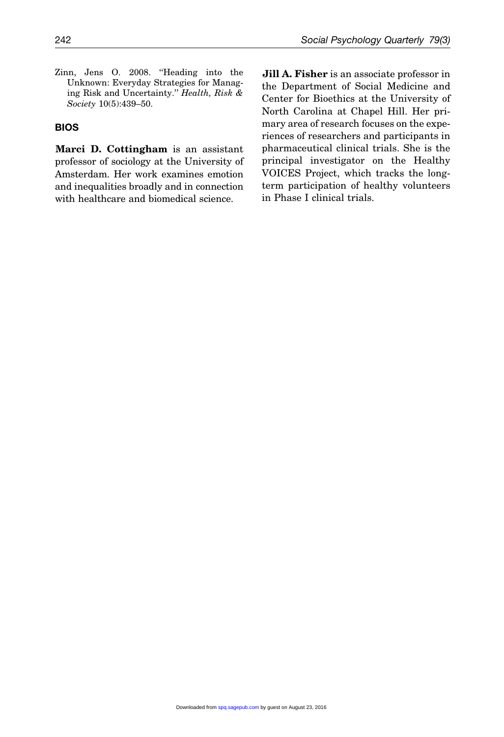Zinn, Jens O. 2008. "Heading into the Unknown: Everyday Strategies for Managing Risk and Uncertainty." *Health, Risk & Society* 10(5):439–50.

## BIOS

**Marci D. Cottingham** is an assistant professor of sociology at the University of Amsterdam. Her work examines emotion and inequalities broadly and in connection with healthcare and biomedical science.

**Jill A. Fisher** is an associate professor in the Department of Social Medicine and Center for Bioethics at the University of North Carolina at Chapel Hill. Her primary area of research focuses on the experiences of researchers and participants in pharmaceutical clinical trials. She is the principal investigator on the Healthy VOICES Project, which tracks the long-term participation of healthy volunteers in Phase I clinical trials.